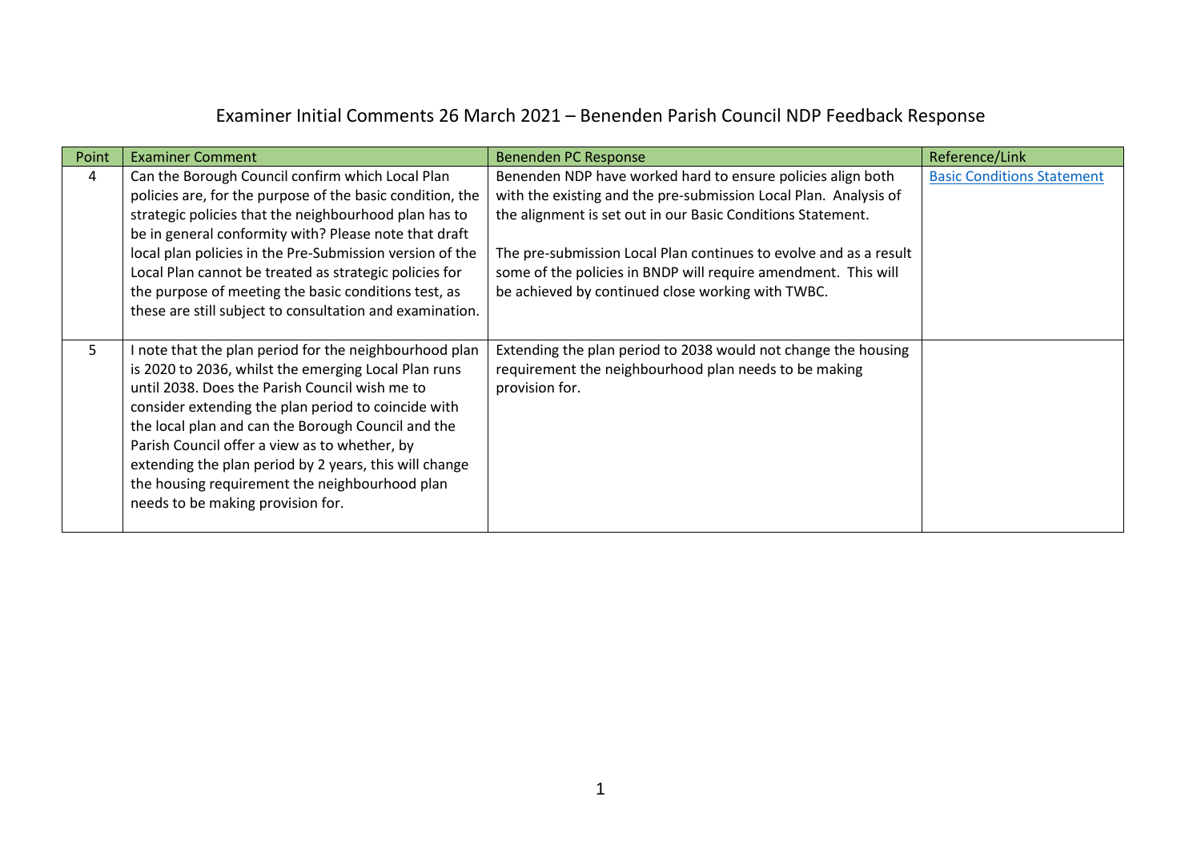# Examiner Initial Comments 26 March 2021 – Benenden Parish Council NDP Feedback Response

| Point | Examiner Comment | Benenden PC Response | Reference/Link |
|---|---|---|---|
| 4 | Can the Borough Council confirm which Local Plan policies are, for the purpose of the basic condition, the strategic policies that the neighbourhood plan has to be in general conformity with? Please note that draft local plan policies in the Pre-Submission version of the Local Plan cannot be treated as strategic policies for the purpose of meeting the basic conditions test, as these are still subject to consultation and examination. | Benenden NDP have worked hard to ensure policies align both with the existing and the pre-submission Local Plan. Analysis of the alignment is set out in our Basic Conditions Statement.<br><br>The pre-submission Local Plan continues to evolve and as a result some of the policies in BNDP will require amendment. This will be achieved by continued close working with TWBC. | Basic Conditions Statement |
| 5 | I note that the plan period for the neighbourhood plan is 2020 to 2036, whilst the emerging Local Plan runs until 2038. Does the Parish Council wish me to consider extending the plan period to coincide with the local plan and can the Borough Council and the Parish Council offer a view as to whether, by extending the plan period by 2 years, this will change the housing requirement the neighbourhood plan needs to be making provision for. | Extending the plan period to 2038 would not change the housing requirement the neighbourhood plan needs to be making provision for. | |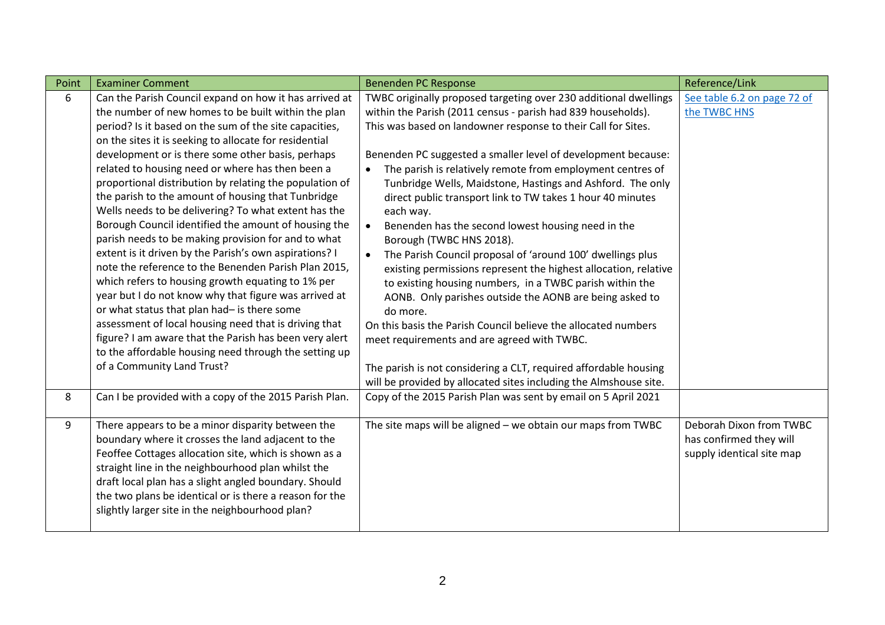| Point | Examiner Comment | Benenden PC Response | Reference/Link |
|---|---|---|---|
| 6 | Can the Parish Council expand on how it has arrived at the number of new homes to be built within the plan period? Is it based on the sum of the site capacities, on the sites it is seeking to allocate for residential development or is there some other basis, perhaps related to housing need or where has then been a proportional distribution by relating the population of the parish to the amount of housing that Tunbridge Wells needs to be delivering? To what extent has the Borough Council identified the amount of housing the parish needs to be making provision for and to what extent is it driven by the Parish's own aspirations? I note the reference to the Benenden Parish Plan 2015, which refers to housing growth equating to 1% per year but I do not know why that figure was arrived at or what status that plan had– is there some assessment of local housing need that is driving that figure? I am aware that the Parish has been very alert to the affordable housing need through the setting up of a Community Land Trust? | TWBC originally proposed targeting over 230 additional dwellings within the Parish (2011 census - parish had 839 households). This was based on landowner response to their Call for Sites.<br><br>Benenden PC suggested a smaller level of development because:<br>• The parish is relatively remote from employment centres of Tunbridge Wells, Maidstone, Hastings and Ashford. The only direct public transport link to TW takes 1 hour 40 minutes each way.<br>• Benenden has the second lowest housing need in the Borough (TWBC HNS 2018).<br>• The Parish Council proposal of 'around 100' dwellings plus existing permissions represent the highest allocation, relative to existing housing numbers, in a TWBC parish within the AONB. Only parishes outside the AONB are being asked to do more.<br>On this basis the Parish Council believe the allocated numbers meet requirements and are agreed with TWBC.<br><br>The parish is not considering a CLT, required affordable housing will be provided by allocated sites including the Almshouse site. | See table 6.2 on page 72 of the TWBC HNS |
| 8 | Can I be provided with a copy of the 2015 Parish Plan. | Copy of the 2015 Parish Plan was sent by email on 5 April 2021 | |
| 9 | There appears to be a minor disparity between the boundary where it crosses the land adjacent to the Feoffee Cottages allocation site, which is shown as a straight line in the neighbourhood plan whilst the draft local plan has a slight angled boundary. Should the two plans be identical or is there a reason for the slightly larger site in the neighbourhood plan? | The site maps will be aligned – we obtain our maps from TWBC | Deborah Dixon from TWBC has confirmed they will supply identical site map |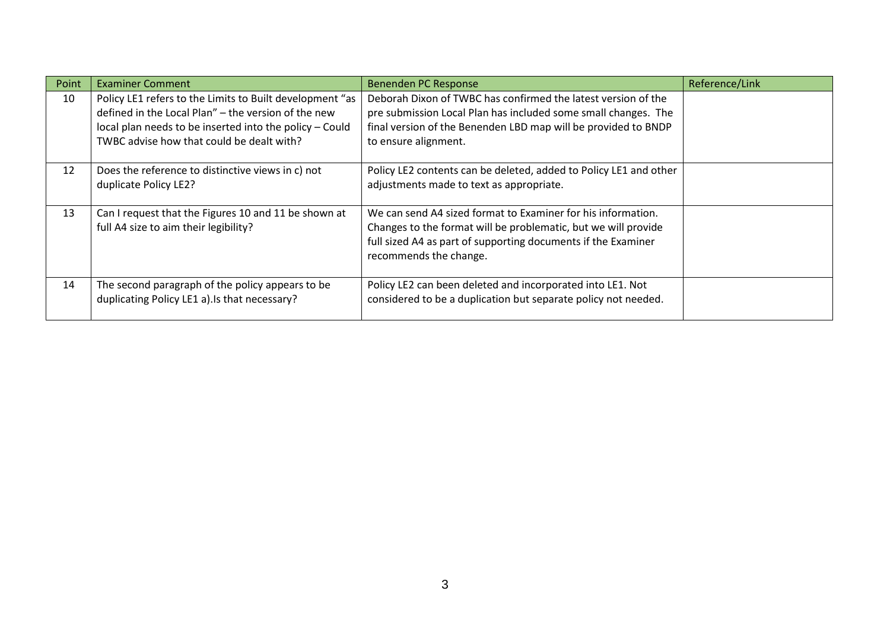| Point | Examiner Comment | Benenden PC Response | Reference/Link |
|---|---|---|---|
| 10 | Policy LE1 refers to the Limits to Built development "as defined in the Local Plan" – the version of the new local plan needs to be inserted into the policy – Could TWBC advise how that could be dealt with? | Deborah Dixon of TWBC has confirmed the latest version of the pre submission Local Plan has included some small changes. The final version of the Benenden LBD map will be provided to BNDP to ensure alignment. | |
| 12 | Does the reference to distinctive views in c) not duplicate Policy LE2? | Policy LE2 contents can be deleted, added to Policy LE1 and other adjustments made to text as appropriate. | |
| 13 | Can I request that the Figures 10 and 11 be shown at full A4 size to aim their legibility? | We can send A4 sized format to Examiner for his information. Changes to the format will be problematic, but we will provide full sized A4 as part of supporting documents if the Examiner recommends the change. | |
| 14 | The second paragraph of the policy appears to be duplicating Policy LE1 a).Is that necessary? | Policy LE2 can been deleted and incorporated into LE1. Not considered to be a duplication but separate policy not needed. | |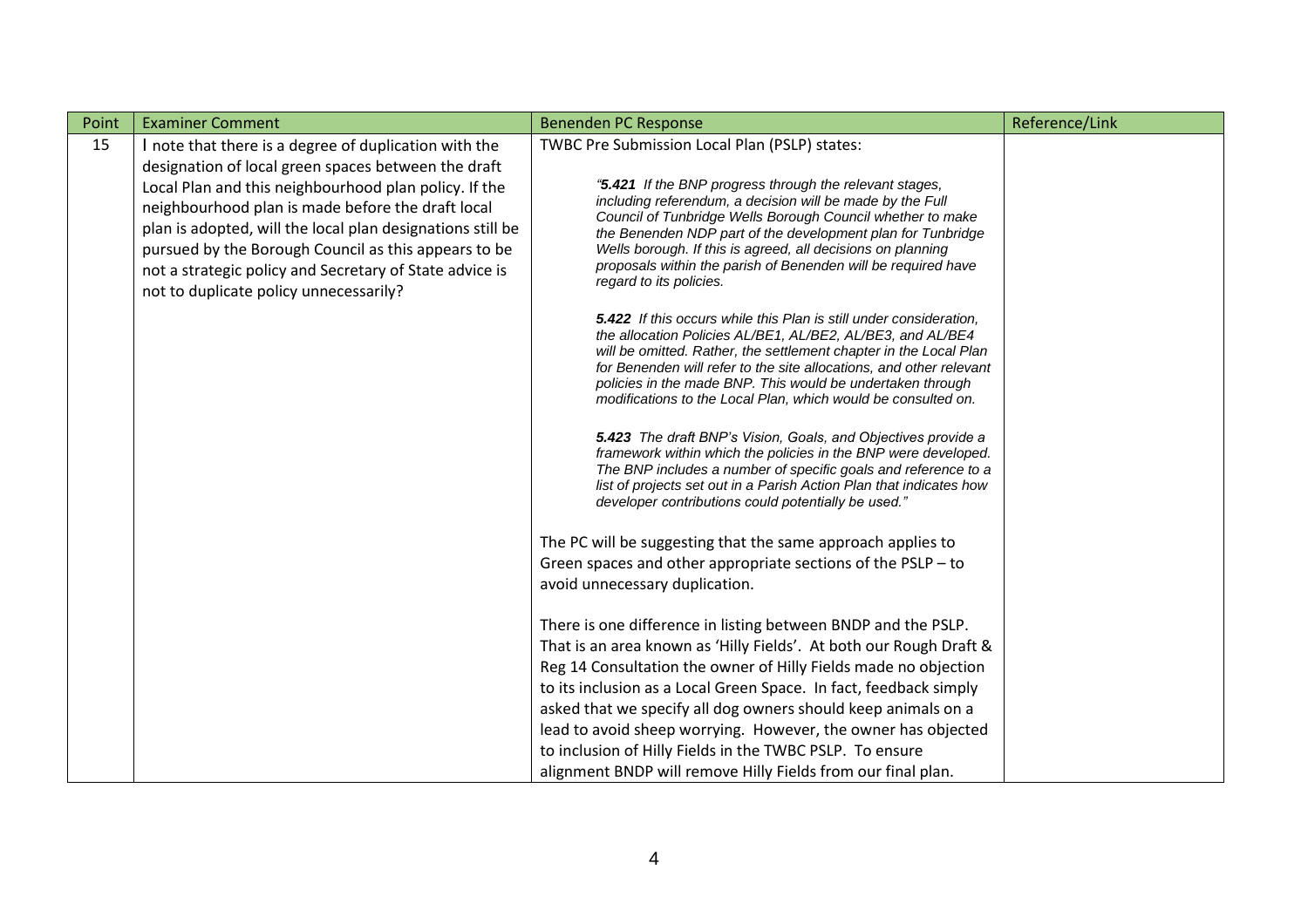| Point | Examiner Comment | Benenden PC Response | Reference/Link |
|---|---|---|---|
| 15 | I note that there is a degree of duplication with the designation of local green spaces between the draft Local Plan and this neighbourhood plan policy. If the neighbourhood plan is made before the draft local plan is adopted, will the local plan designations still be pursued by the Borough Council as this appears to be not a strategic policy and Secretary of State advice is not to duplicate policy unnecessarily? | TWBC Pre Submission Local Plan (PSLP) states:<br><br>*"**5.421** If the BNP progress through the relevant stages, including referendum, a decision will be made by the Full Council of Tunbridge Wells Borough Council whether to make the Benenden NDP part of the development plan for Tunbridge Wells borough. If this is agreed, all decisions on planning proposals within the parish of Benenden will be required have regard to its policies.*<br><br>***5.422** If this occurs while this Plan is still under consideration, the allocation Policies AL/BE1, AL/BE2, AL/BE3, and AL/BE4 will be omitted. Rather, the settlement chapter in the Local Plan for Benenden will refer to the site allocations, and other relevant policies in the made BNP. This would be undertaken through modifications to the Local Plan, which would be consulted on.*<br><br>***5.423** The draft BNP's Vision, Goals, and Objectives provide a framework within which the policies in the BNP were developed. The BNP includes a number of specific goals and reference to a list of projects set out in a Parish Action Plan that indicates how developer contributions could potentially be used."*<br><br>The PC will be suggesting that the same approach applies to Green spaces and other appropriate sections of the PSLP – to avoid unnecessary duplication.<br><br>There is one difference in listing between BNDP and the PSLP. That is an area known as 'Hilly Fields'. At both our Rough Draft & Reg 14 Consultation the owner of Hilly Fields made no objection to its inclusion as a Local Green Space. In fact, feedback simply asked that we specify all dog owners should keep animals on a lead to avoid sheep worrying. However, the owner has objected to inclusion of Hilly Fields in the TWBC PSLP. To ensure alignment BNDP will remove Hilly Fields from our final plan. | |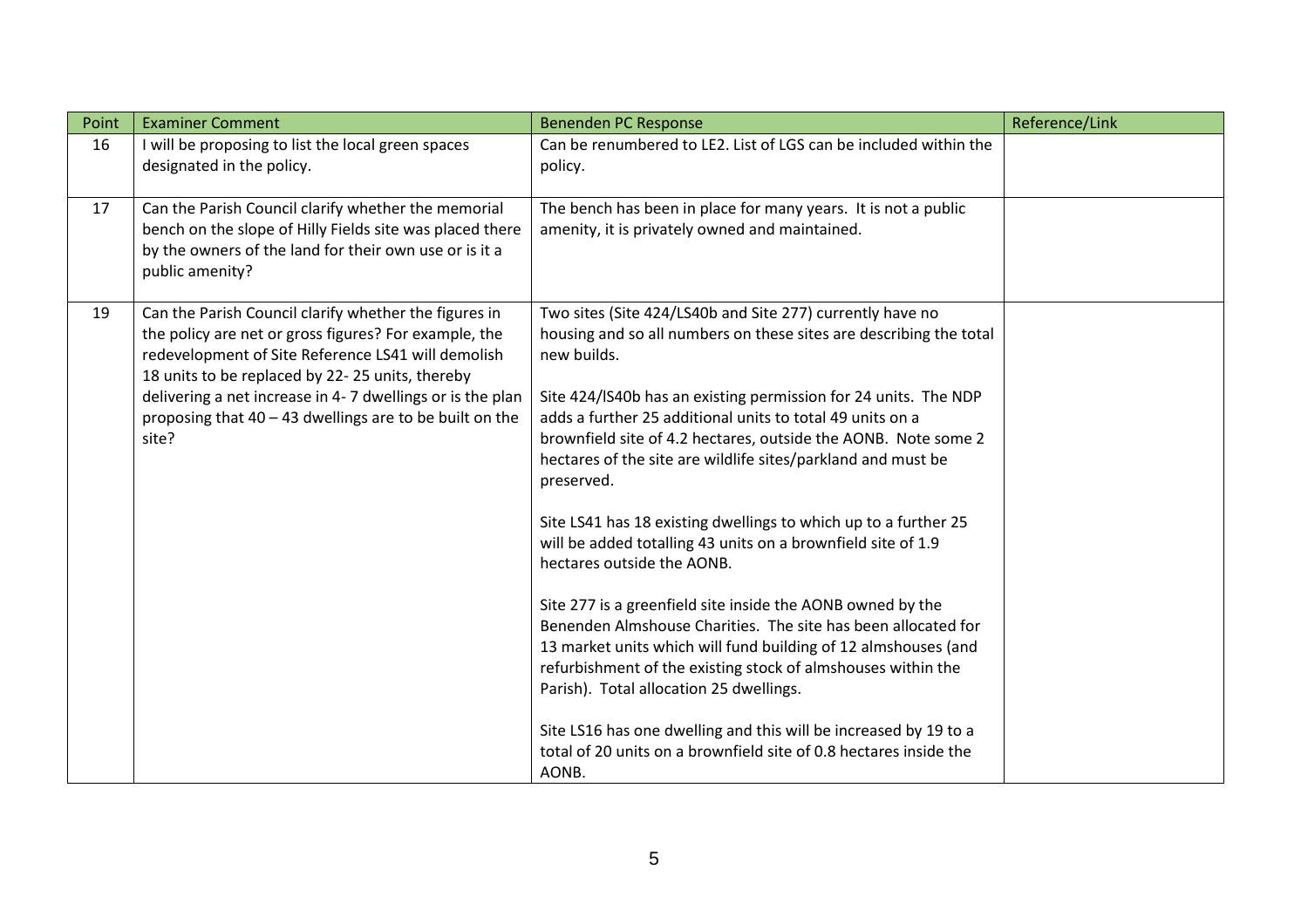| Point | Examiner Comment | Benenden PC Response | Reference/Link |
|---|---|---|---|
| 16 | I will be proposing to list the local green spaces designated in the policy. | Can be renumbered to LE2. List of LGS can be included within the policy. | |
| 17 | Can the Parish Council clarify whether the memorial bench on the slope of Hilly Fields site was placed there by the owners of the land for their own use or is it a public amenity? | The bench has been in place for many years. It is not a public amenity, it is privately owned and maintained. | |
| 19 | Can the Parish Council clarify whether the figures in the policy are net or gross figures? For example, the redevelopment of Site Reference LS41 will demolish 18 units to be replaced by 22- 25 units, thereby delivering a net increase in 4- 7 dwellings or is the plan proposing that 40 – 43 dwellings are to be built on the site? | Two sites (Site 424/LS40b and Site 277) currently have no housing and so all numbers on these sites are describing the total new builds.<br><br>Site 424/lS40b has an existing permission for 24 units. The NDP adds a further 25 additional units to total 49 units on a brownfield site of 4.2 hectares, outside the AONB. Note some 2 hectares of the site are wildlife sites/parkland and must be preserved.<br><br>Site LS41 has 18 existing dwellings to which up to a further 25 will be added totalling 43 units on a brownfield site of 1.9 hectares outside the AONB.<br><br>Site 277 is a greenfield site inside the AONB owned by the Benenden Almshouse Charities. The site has been allocated for 13 market units which will fund building of 12 almshouses (and refurbishment of the existing stock of almshouses within the Parish). Total allocation 25 dwellings.<br><br>Site LS16 has one dwelling and this will be increased by 19 to a total of 20 units on a brownfield site of 0.8 hectares inside the AONB. | |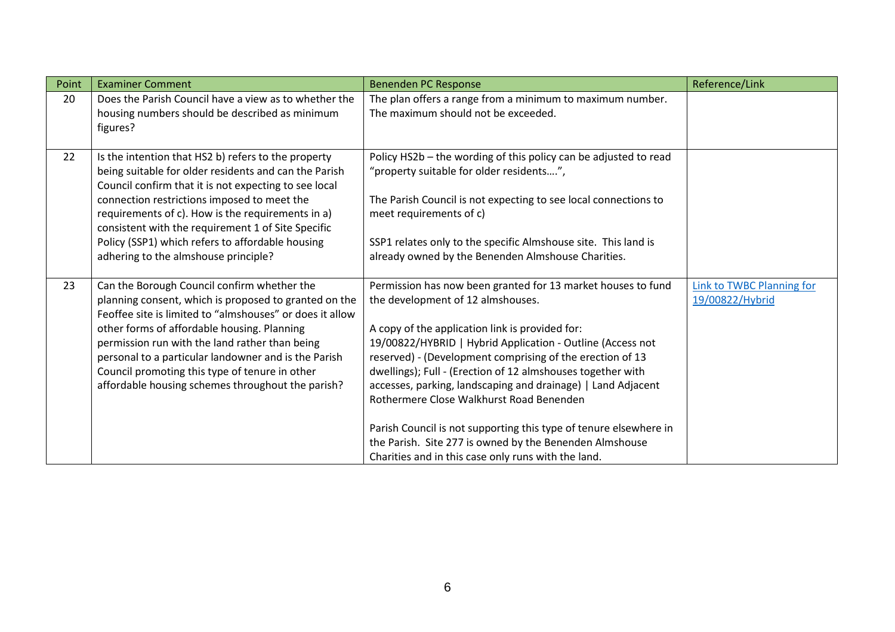| Point | Examiner Comment | Benenden PC Response | Reference/Link |
|---|---|---|---|
| 20 | Does the Parish Council have a view as to whether the housing numbers should be described as minimum figures? | The plan offers a range from a minimum to maximum number. The maximum should not be exceeded. | |
| 22 | Is the intention that HS2 b) refers to the property being suitable for older residents and can the Parish Council confirm that it is not expecting to see local connection restrictions imposed to meet the requirements of c). How is the requirements in a) consistent with the requirement 1 of Site Specific Policy (SSP1) which refers to affordable housing adhering to the almshouse principle? | Policy HS2b – the wording of this policy can be adjusted to read "property suitable for older residents….",<br><br>The Parish Council is not expecting to see local connections to meet requirements of c)<br><br>SSP1 relates only to the specific Almshouse site. This land is already owned by the Benenden Almshouse Charities. | |
| 23 | Can the Borough Council confirm whether the planning consent, which is proposed to granted on the Feoffee site is limited to "almshouses" or does it allow other forms of affordable housing. Planning permission run with the land rather than being personal to a particular landowner and is the Parish Council promoting this type of tenure in other affordable housing schemes throughout the parish? | Permission has now been granted for 13 market houses to fund the development of 12 almshouses.<br><br>A copy of the application link is provided for:<br>19/00822/HYBRID \| Hybrid Application - Outline (Access not reserved) - (Development comprising of the erection of 13 dwellings); Full - (Erection of 12 almshouses together with accesses, parking, landscaping and drainage) \| Land Adjacent Rothermere Close Walkhurst Road Benenden<br><br>Parish Council is not supporting this type of tenure elsewhere in the Parish. Site 277 is owned by the Benenden Almshouse Charities and in this case only runs with the land. | Link to TWBC Planning for 19/00822/Hybrid |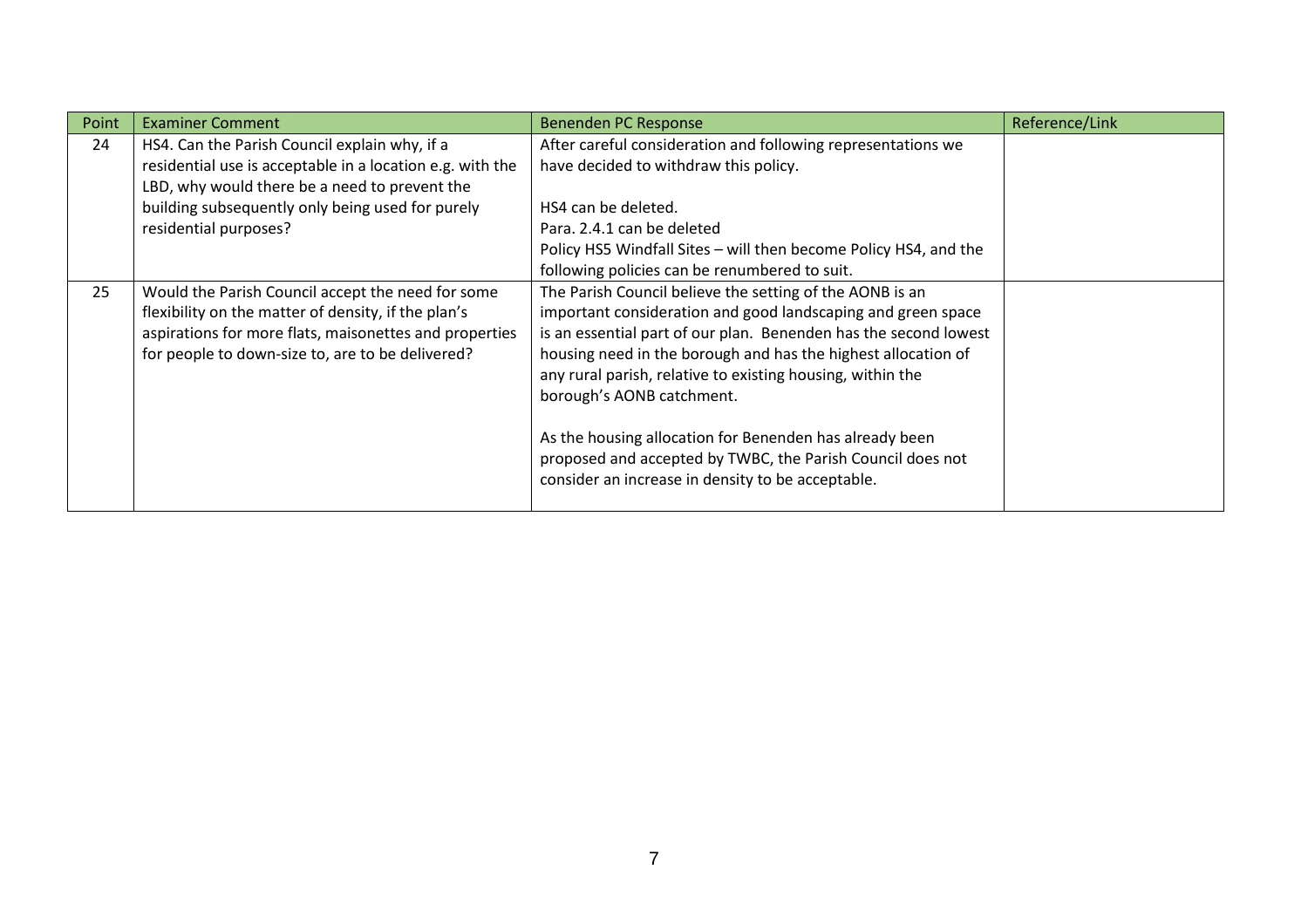| Point | Examiner Comment | Benenden PC Response | Reference/Link |
|---|---|---|---|
| 24 | HS4. Can the Parish Council explain why, if a residential use is acceptable in a location e.g. with the LBD, why would there be a need to prevent the building subsequently only being used for purely residential purposes? | After careful consideration and following representations we have decided to withdraw this policy.<br><br>HS4 can be deleted.<br>Para. 2.4.1 can be deleted<br>Policy HS5 Windfall Sites – will then become Policy HS4, and the following policies can be renumbered to suit. | |
| 25 | Would the Parish Council accept the need for some flexibility on the matter of density, if the plan's aspirations for more flats, maisonettes and properties for people to down-size to, are to be delivered? | The Parish Council believe the setting of the AONB is an important consideration and good landscaping and green space is an essential part of our plan. Benenden has the second lowest housing need in the borough and has the highest allocation of any rural parish, relative to existing housing, within the borough's AONB catchment.<br><br>As the housing allocation for Benenden has already been proposed and accepted by TWBC, the Parish Council does not consider an increase in density to be acceptable. | |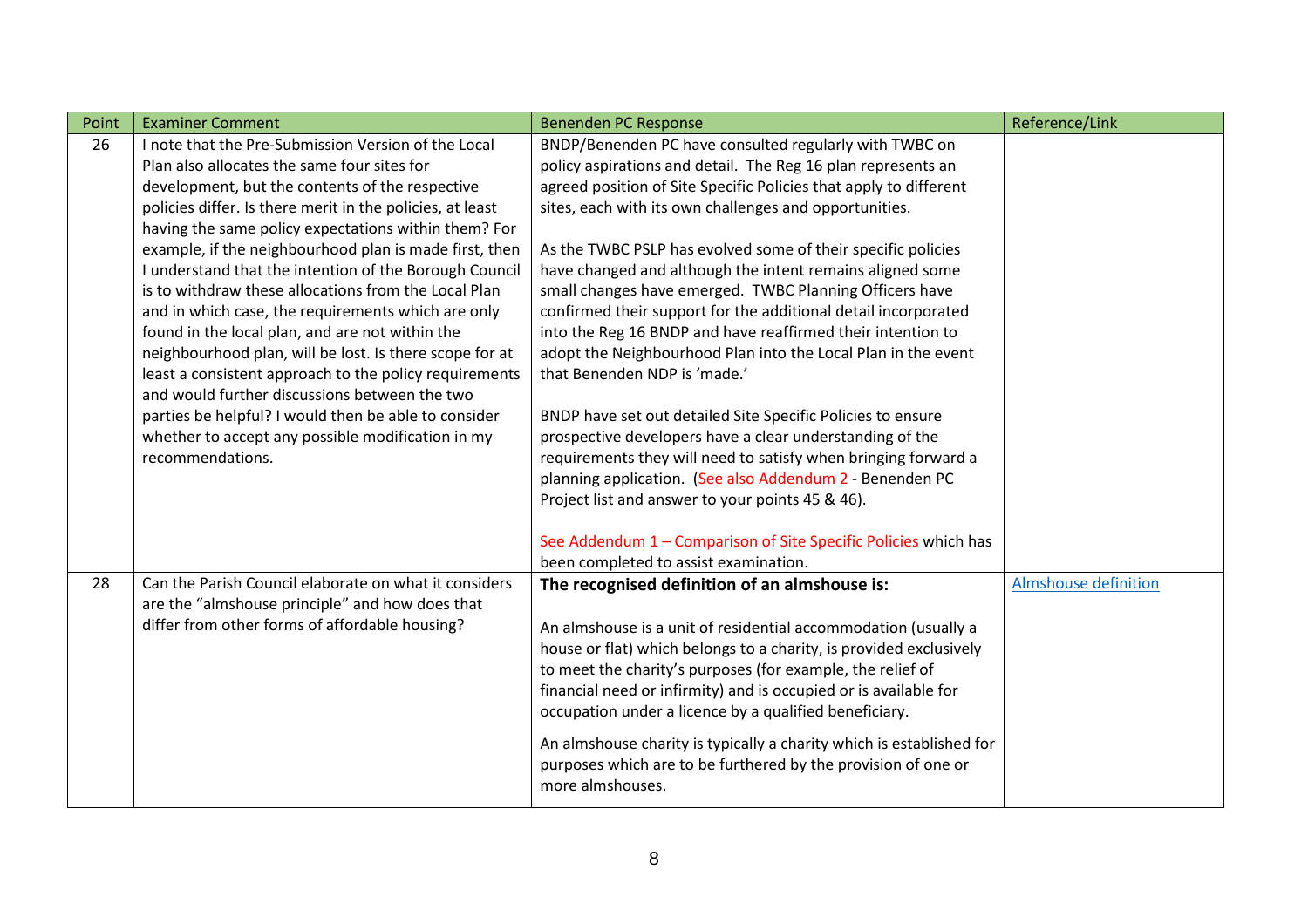| Point | Examiner Comment | Benenden PC Response | Reference/Link |
|---|---|---|---|
| 26 | I note that the Pre-Submission Version of the Local Plan also allocates the same four sites for development, but the contents of the respective policies differ. Is there merit in the policies, at least having the same policy expectations within them? For example, if the neighbourhood plan is made first, then I understand that the intention of the Borough Council is to withdraw these allocations from the Local Plan and in which case, the requirements which are only found in the local plan, and are not within the neighbourhood plan, will be lost. Is there scope for at least a consistent approach to the policy requirements and would further discussions between the two parties be helpful? I would then be able to consider whether to accept any possible modification in my recommendations. | BNDP/Benenden PC have consulted regularly with TWBC on policy aspirations and detail. The Reg 16 plan represents an agreed position of Site Specific Policies that apply to different sites, each with its own challenges and opportunities.<br><br>As the TWBC PSLP has evolved some of their specific policies have changed and although the intent remains aligned some small changes have emerged. TWBC Planning Officers have confirmed their support for the additional detail incorporated into the Reg 16 BNDP and have reaffirmed their intention to adopt the Neighbourhood Plan into the Local Plan in the event that Benenden NDP is 'made.'<br><br>BNDP have set out detailed Site Specific Policies to ensure prospective developers have a clear understanding of the requirements they will need to satisfy when bringing forward a planning application. (See also Addendum 2 - Benenden PC Project list and answer to your points 45 & 46).<br><br>See Addendum 1 – Comparison of Site Specific Policies which has been completed to assist examination. | |
| 28 | Can the Parish Council elaborate on what it considers are the "almshouse principle" and how does that differ from other forms of affordable housing? | **The recognised definition of an almshouse is:**<br><br>An almshouse is a unit of residential accommodation (usually a house or flat) which belongs to a charity, is provided exclusively to meet the charity's purposes (for example, the relief of financial need or infirmity) and is occupied or is available for occupation under a licence by a qualified beneficiary.<br><br>An almshouse charity is typically a charity which is established for purposes which are to be furthered by the provision of one or more almshouses. | Almshouse definition |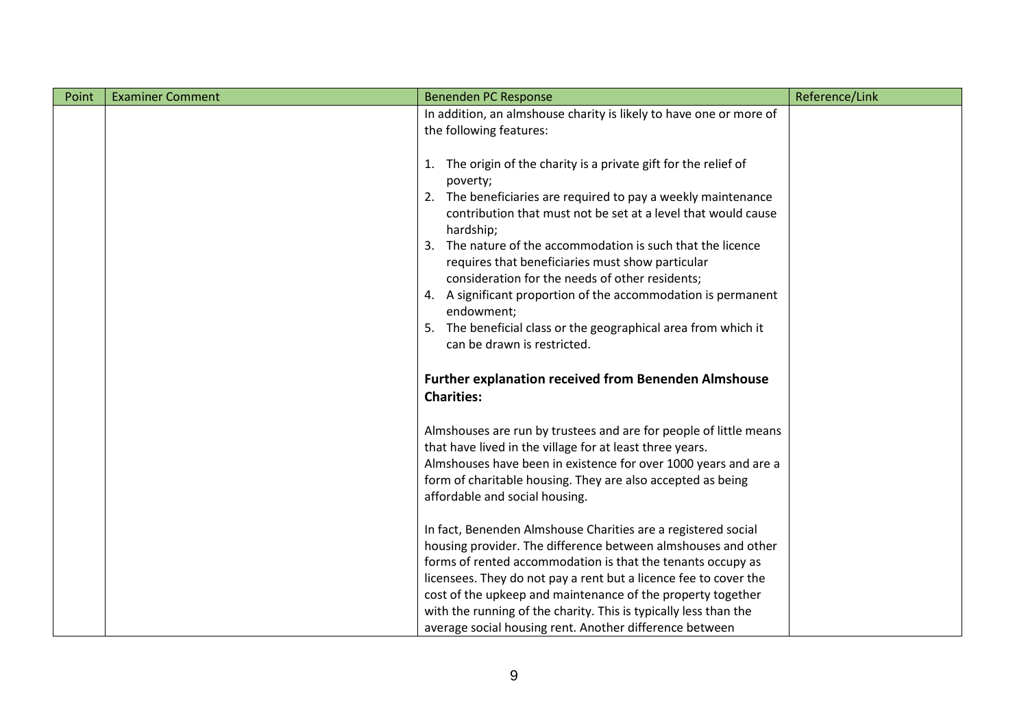| Point | Examiner Comment | Benenden PC Response | Reference/Link |
| --- | --- | --- | --- |
| | | In addition, an almshouse charity is likely to have one or more of the following features:<br><br>1. The origin of the charity is a private gift for the relief of poverty;<br>2. The beneficiaries are required to pay a weekly maintenance contribution that must not be set at a level that would cause hardship;<br>3. The nature of the accommodation is such that the licence requires that beneficiaries must show particular consideration for the needs of other residents;<br>4. A significant proportion of the accommodation is permanent endowment;<br>5. The beneficial class or the geographical area from which it can be drawn is restricted.<br><br>**Further explanation received from Benenden Almshouse Charities:**<br><br>Almshouses are run by trustees and are for people of little means that have lived in the village for at least three years. Almshouses have been in existence for over 1000 years and are a form of charitable housing. They are also accepted as being affordable and social housing.<br><br>In fact, Benenden Almshouse Charities are a registered social housing provider. The difference between almshouses and other forms of rented accommodation is that the tenants occupy as licensees. They do not pay a rent but a licence fee to cover the cost of the upkeep and maintenance of the property together with the running of the charity. This is typically less than the average social housing rent. Another difference between | |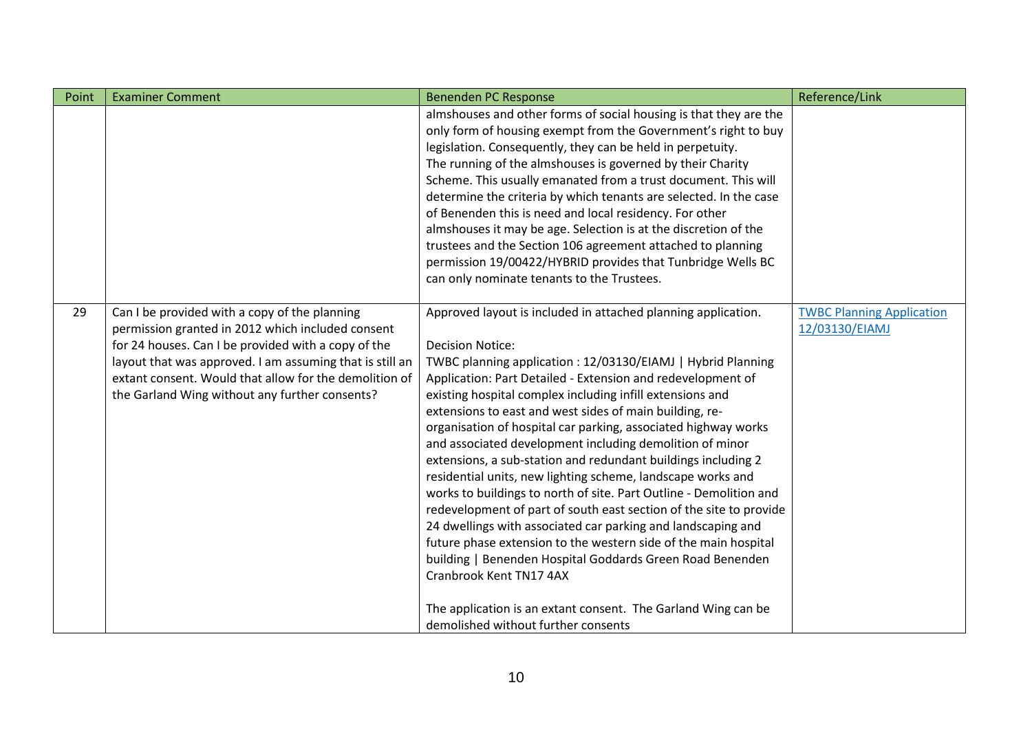| Point | Examiner Comment | Benenden PC Response | Reference/Link |
|---|---|---|---|
| | | almshouses and other forms of social housing is that they are the only form of housing exempt from the Government's right to buy legislation. Consequently, they can be held in perpetuity.<br>The running of the almshouses is governed by their Charity Scheme. This usually emanated from a trust document. This will determine the criteria by which tenants are selected. In the case of Benenden this is need and local residency. For other almshouses it may be age. Selection is at the discretion of the trustees and the Section 106 agreement attached to planning permission 19/00422/HYBRID provides that Tunbridge Wells BC can only nominate tenants to the Trustees. | |
| 29 | Can I be provided with a copy of the planning permission granted in 2012 which included consent for 24 houses. Can I be provided with a copy of the layout that was approved. I am assuming that is still an extant consent. Would that allow for the demolition of the Garland Wing without any further consents? | Approved layout is included in attached planning application.<br><br>Decision Notice:<br>TWBC planning application : 12/03130/EIAMJ \| Hybrid Planning Application: Part Detailed - Extension and redevelopment of existing hospital complex including infill extensions and extensions to east and west sides of main building, re-organisation of hospital car parking, associated highway works and associated development including demolition of minor extensions, a sub-station and redundant buildings including 2 residential units, new lighting scheme, landscape works and works to buildings to north of site. Part Outline - Demolition and redevelopment of part of south east section of the site to provide 24 dwellings with associated car parking and landscaping and future phase extension to the western side of the main hospital building \| Benenden Hospital Goddards Green Road Benenden Cranbrook Kent TN17 4AX<br><br>The application is an extant consent. The Garland Wing can be demolished without further consents | TWBC Planning Application 12/03130/EIAMJ |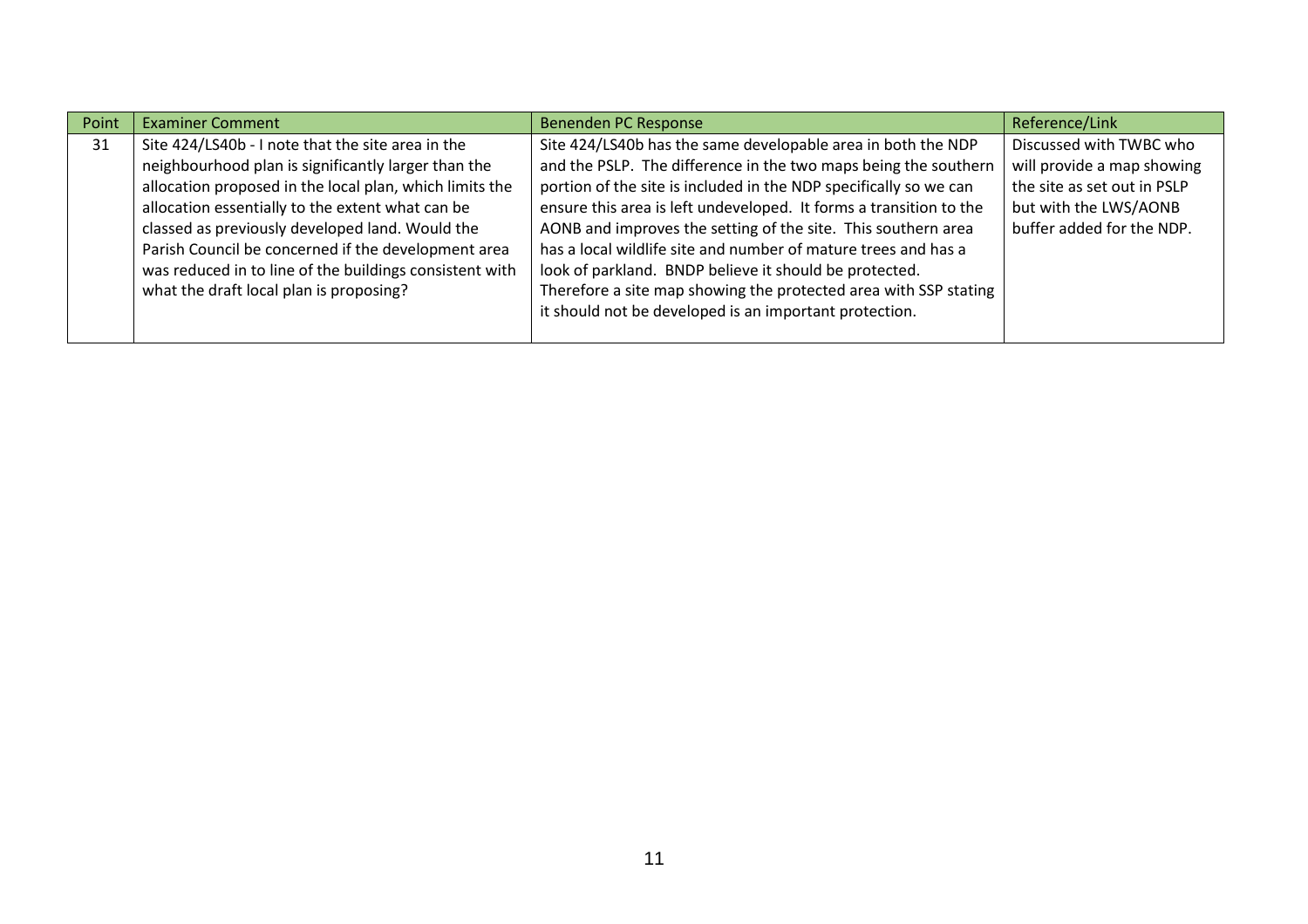| Point | Examiner Comment | Benenden PC Response | Reference/Link |
|---|---|---|---|
| 31 | Site 424/LS40b - I note that the site area in the neighbourhood plan is significantly larger than the allocation proposed in the local plan, which limits the allocation essentially to the extent what can be classed as previously developed land. Would the Parish Council be concerned if the development area was reduced in to line of the buildings consistent with what the draft local plan is proposing? | Site 424/LS40b has the same developable area in both the NDP and the PSLP. The difference in the two maps being the southern portion of the site is included in the NDP specifically so we can ensure this area is left undeveloped. It forms a transition to the AONB and improves the setting of the site. This southern area has a local wildlife site and number of mature trees and has a look of parkland. BNDP believe it should be protected. Therefore a site map showing the protected area with SSP stating it should not be developed is an important protection. | Discussed with TWBC who will provide a map showing the site as set out in PSLP but with the LWS/AONB buffer added for the NDP. |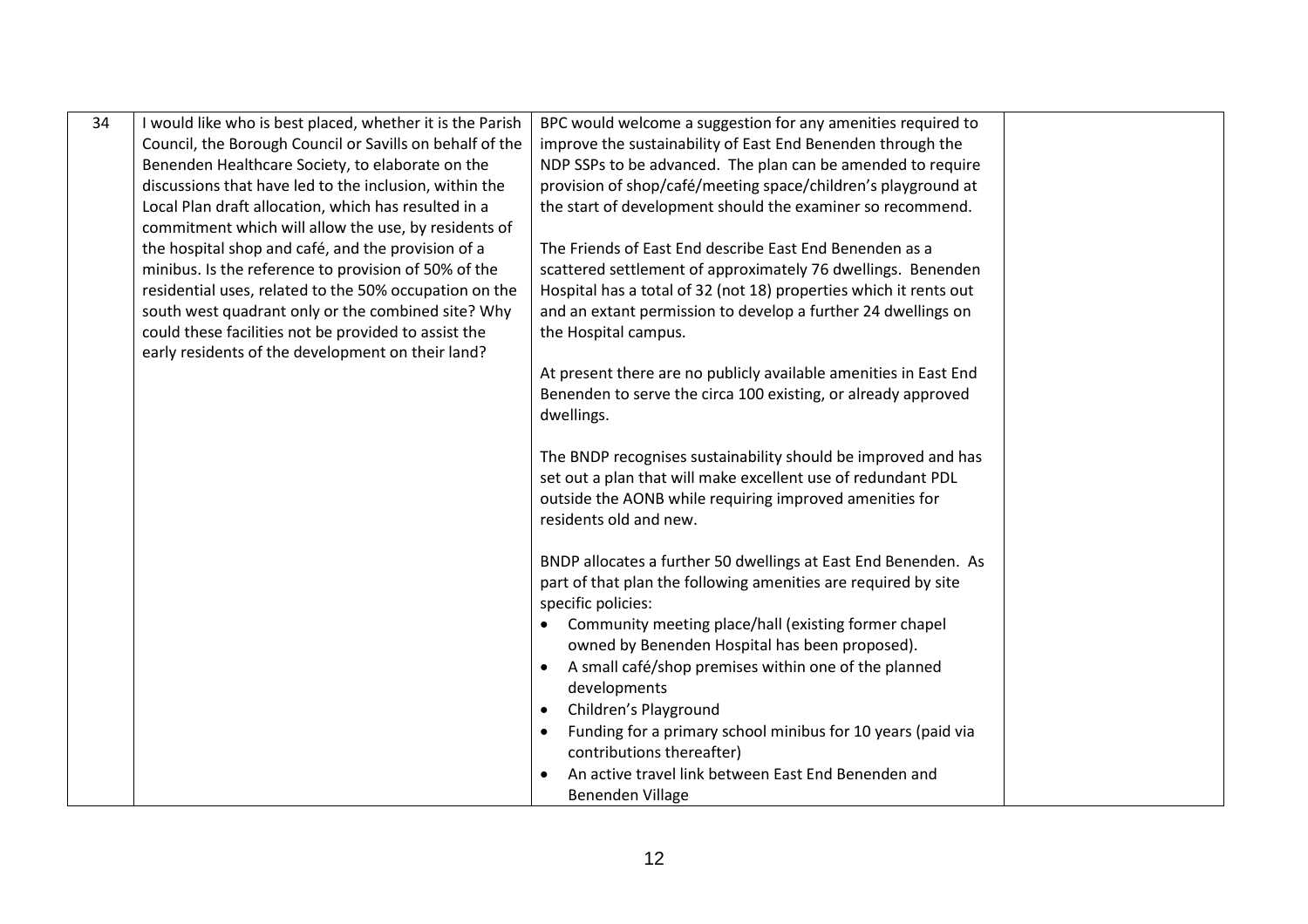| 34 | I would like who is best placed, whether it is the Parish Council, the Borough Council or Savills on behalf of the Benenden Healthcare Society, to elaborate on the discussions that have led to the inclusion, within the Local Plan draft allocation, which has resulted in a commitment which will allow the use, by residents of the hospital shop and café, and the provision of a minibus. Is the reference to provision of 50% of the residential uses, related to the 50% occupation on the south west quadrant only or the combined site? Why could these facilities not be provided to assist the early residents of the development on their land? | BPC would welcome a suggestion for any amenities required to improve the sustainability of East End Benenden through the NDP SSPs to be advanced. The plan can be amended to require provision of shop/café/meeting space/children's playground at the start of development should the examiner so recommend.<br><br>The Friends of East End describe East End Benenden as a scattered settlement of approximately 76 dwellings. Benenden Hospital has a total of 32 (not 18) properties which it rents out and an extant permission to develop a further 24 dwellings on the Hospital campus.<br><br>At present there are no publicly available amenities in East End Benenden to serve the circa 100 existing, or already approved dwellings.<br><br>The BNDP recognises sustainability should be improved and has set out a plan that will make excellent use of redundant PDL outside the AONB while requiring improved amenities for residents old and new.<br><br>BNDP allocates a further 50 dwellings at East End Benenden. As part of that plan the following amenities are required by site specific policies:<br>• Community meeting place/hall (existing former chapel owned by Benenden Hospital has been proposed).<br>• A small café/shop premises within one of the planned developments<br>• Children's Playground<br>• Funding for a primary school minibus for 10 years (paid via contributions thereafter)<br>• An active travel link between East End Benenden and Benenden Village | |
|---|---|---|---|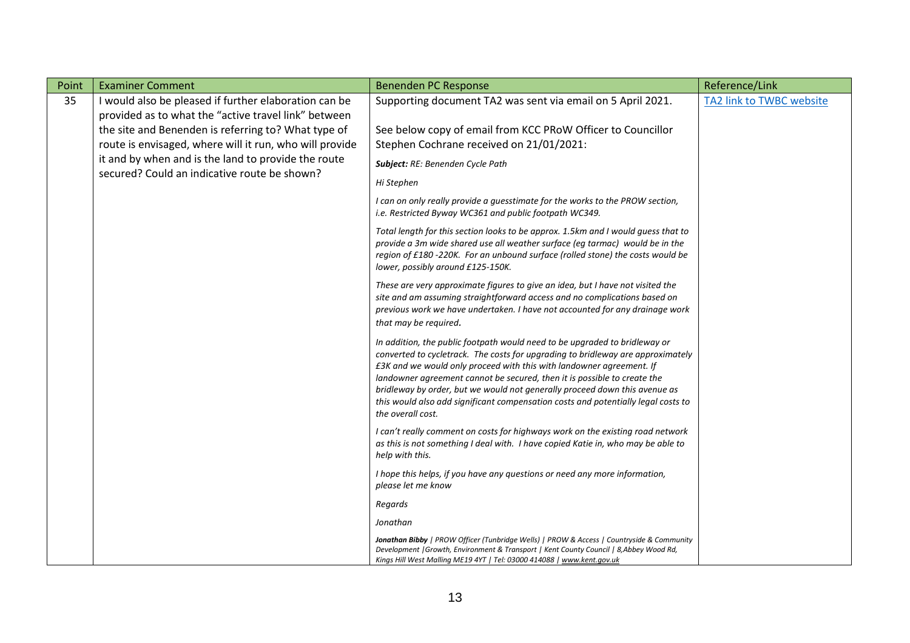| Point | Examiner Comment | Benenden PC Response | Reference/Link |
|---|---|---|---|
| 35 | I would also be pleased if further elaboration can be provided as to what the "active travel link" between the site and Benenden is referring to? What type of route is envisaged, where will it run, who will provide it and by when and is the land to provide the route secured? Could an indicative route be shown? | Supporting document TA2 was sent via email on 5 April 2021.<br><br>See below copy of email from KCC PRoW Officer to Councillor Stephen Cochrane received on 21/01/2021:<br><br>***Subject:** RE: Benenden Cycle Path*<br><br>*Hi Stephen*<br><br>*I can on only really provide a guesstimate for the works to the PROW section, i.e. Restricted Byway WC361 and public footpath WC349.*<br><br>*Total length for this section looks to be approx. 1.5km and I would guess that to provide a 3m wide shared use all weather surface (eg tarmac) would be in the region of £180 -220K. For an unbound surface (rolled stone) the costs would be lower, possibly around £125-150K.*<br><br>*These are very approximate figures to give an idea, but I have not visited the site and am assuming straightforward access and no complications based on previous work we have undertaken. I have not accounted for any drainage work that may be required.*<br><br>*In addition, the public footpath would need to be upgraded to bridleway or converted to cycletrack. The costs for upgrading to bridleway are approximately £3K and we would only proceed with this with landowner agreement. If landowner agreement cannot be secured, then it is possible to create the bridleway by order, but we would not generally proceed down this avenue as this would also add significant compensation costs and potentially legal costs to the overall cost.*<br><br>*I can't really comment on costs for highways work on the existing road network as this is not something I deal with. I have copied Katie in, who may be able to help with this.*<br><br>*I hope this helps, if you have any questions or need any more information, please let me know*<br><br>*Regards*<br><br>*Jonathan*<br><br>***Jonathan Bibby** \| PROW Officer (Tunbridge Wells) \| PROW & Access \| Countryside & Community Development \|Growth, Environment & Transport \| Kent County Council \| 8,Abbey Wood Rd, Kings Hill West Malling ME19 4YT \| Tel: 03000 414088 \| www.kent.gov.uk* | TA2 link to TWBC website |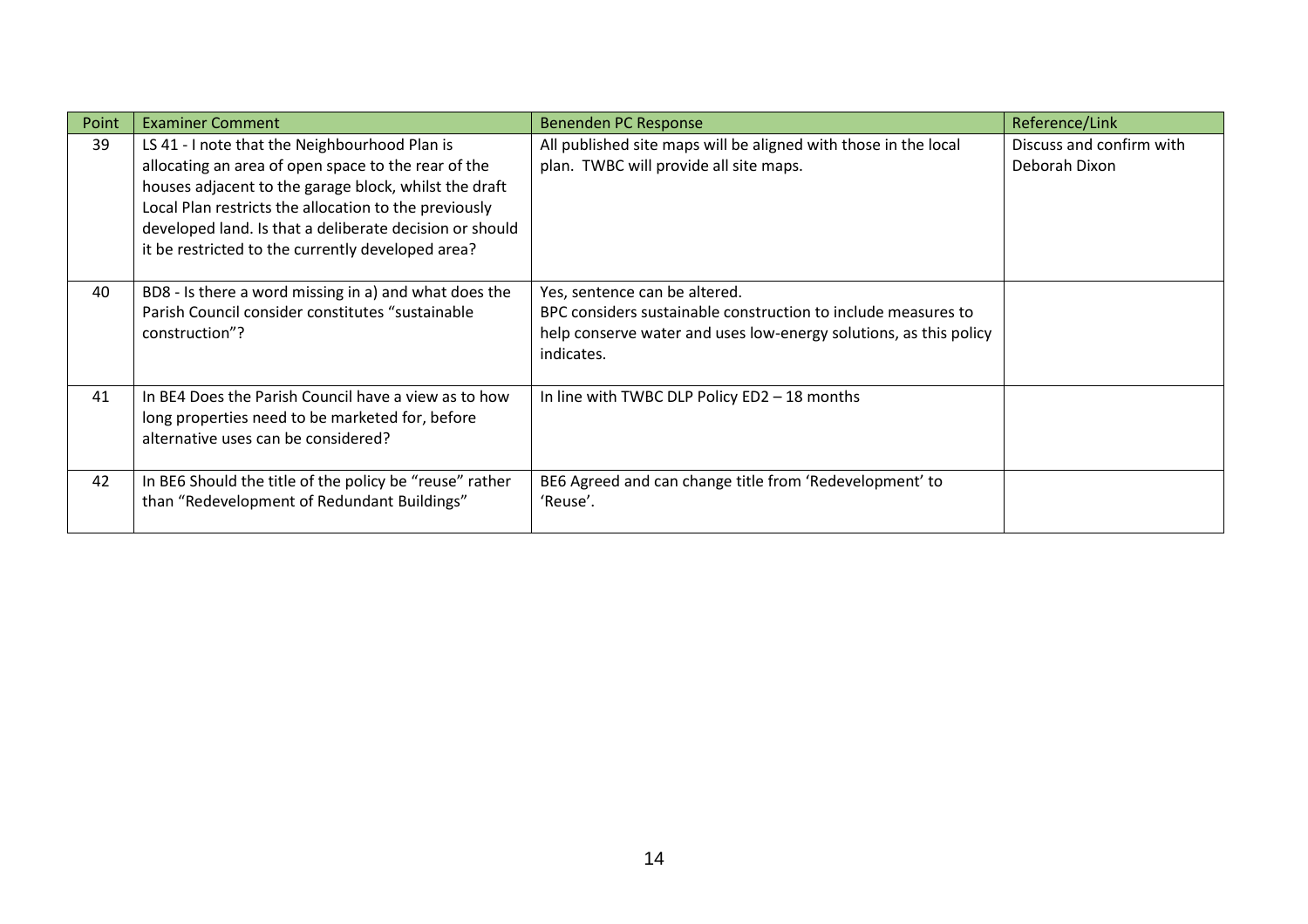| Point | Examiner Comment | Benenden PC Response | Reference/Link |
|---|---|---|---|
| 39 | LS 41 - I note that the Neighbourhood Plan is allocating an area of open space to the rear of the houses adjacent to the garage block, whilst the draft Local Plan restricts the allocation to the previously developed land. Is that a deliberate decision or should it be restricted to the currently developed area? | All published site maps will be aligned with those in the local plan. TWBC will provide all site maps. | Discuss and confirm with Deborah Dixon |
| 40 | BD8 - Is there a word missing in a) and what does the Parish Council consider constitutes "sustainable construction"? | Yes, sentence can be altered.<br>BPC considers sustainable construction to include measures to help conserve water and uses low-energy solutions, as this policy indicates. | |
| 41 | In BE4 Does the Parish Council have a view as to how long properties need to be marketed for, before alternative uses can be considered? | In line with TWBC DLP Policy ED2 – 18 months | |
| 42 | In BE6 Should the title of the policy be "reuse" rather than "Redevelopment of Redundant Buildings" | BE6 Agreed and can change title from 'Redevelopment' to 'Reuse'. | |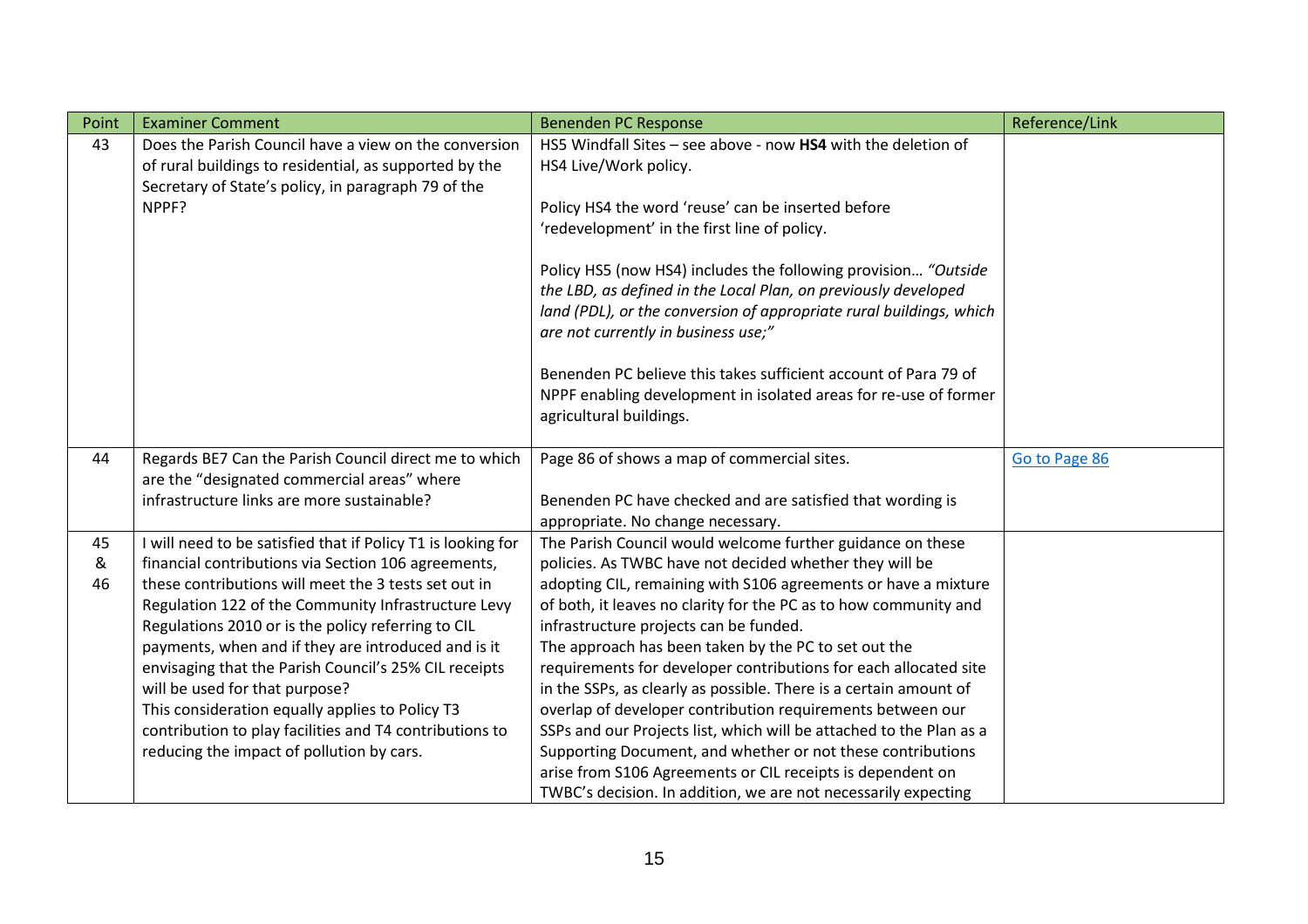| Point | Examiner Comment | Benenden PC Response | Reference/Link |
|---|---|---|---|
| 43 | Does the Parish Council have a view on the conversion of rural buildings to residential, as supported by the Secretary of State's policy, in paragraph 79 of the NPPF? | HS5 Windfall Sites – see above - now **HS4** with the deletion of HS4 Live/Work policy.<br><br>Policy HS4 the word 'reuse' can be inserted before 'redevelopment' in the first line of policy.<br><br>Policy HS5 (now HS4) includes the following provision… *"Outside the LBD, as defined in the Local Plan, on previously developed land (PDL), or the conversion of appropriate rural buildings, which are not currently in business use;"*<br><br>Benenden PC believe this takes sufficient account of Para 79 of NPPF enabling development in isolated areas for re-use of former agricultural buildings. | |
| 44 | Regards BE7 Can the Parish Council direct me to which are the "designated commercial areas" where infrastructure links are more sustainable? | Page 86 of shows a map of commercial sites.<br><br>Benenden PC have checked and are satisfied that wording is appropriate. No change necessary. | Go to Page 86 |
| 45 & 46 | I will need to be satisfied that if Policy T1 is looking for financial contributions via Section 106 agreements, these contributions will meet the 3 tests set out in Regulation 122 of the Community Infrastructure Levy Regulations 2010 or is the policy referring to CIL payments, when and if they are introduced and is it envisaging that the Parish Council's 25% CIL receipts will be used for that purpose?<br>This consideration equally applies to Policy T3 contribution to play facilities and T4 contributions to reducing the impact of pollution by cars. | The Parish Council would welcome further guidance on these policies. As TWBC have not decided whether they will be adopting CIL, remaining with S106 agreements or have a mixture of both, it leaves no clarity for the PC as to how community and infrastructure projects can be funded.<br>The approach has been taken by the PC to set out the requirements for developer contributions for each allocated site in the SSPs, as clearly as possible. There is a certain amount of overlap of developer contribution requirements between our SSPs and our Projects list, which will be attached to the Plan as a Supporting Document, and whether or not these contributions arise from S106 Agreements or CIL receipts is dependent on TWBC's decision. In addition, we are not necessarily expecting | |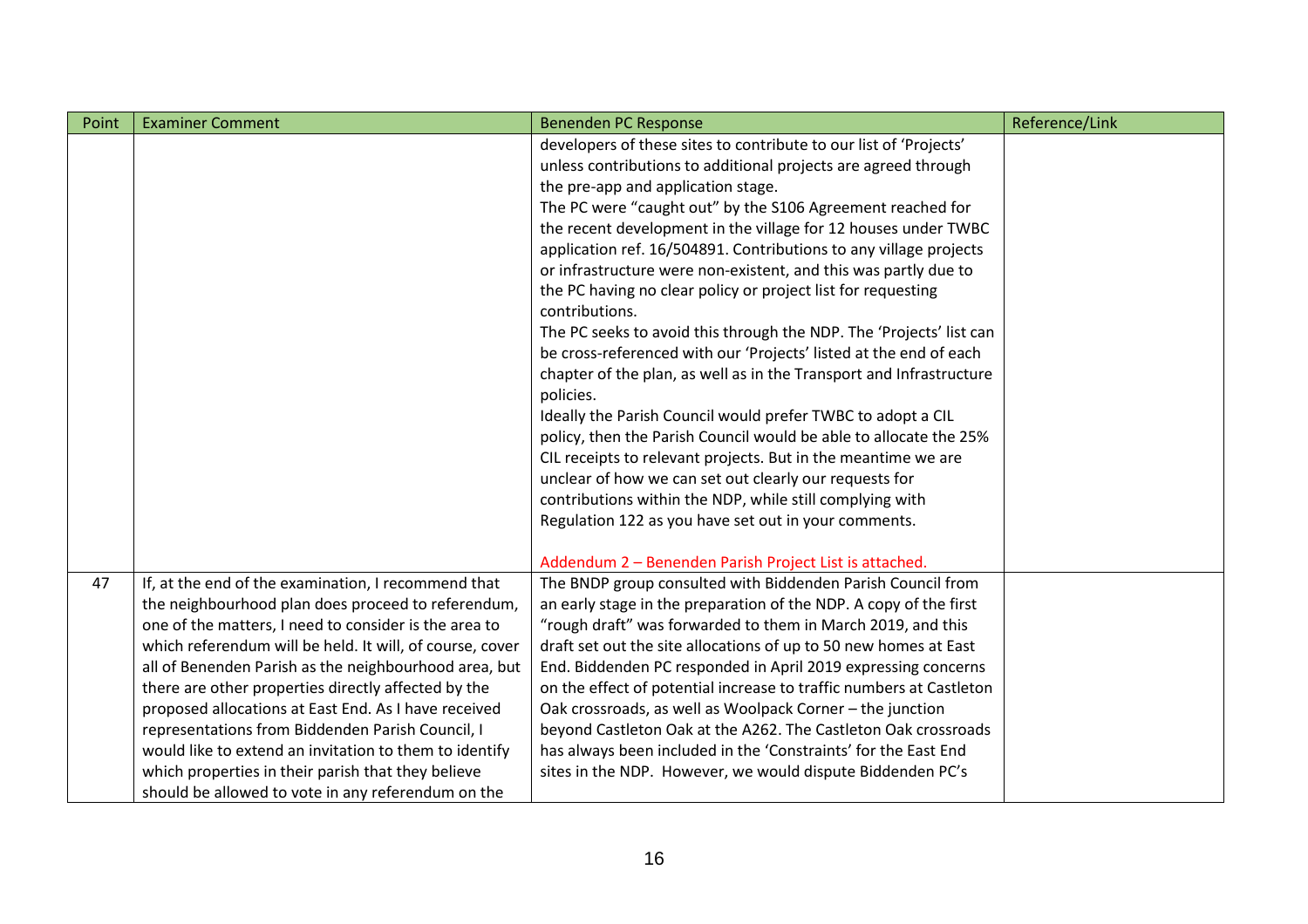| Point | Examiner Comment | Benenden PC Response | Reference/Link |
|---|---|---|---|
| | | developers of these sites to contribute to our list of 'Projects' unless contributions to additional projects are agreed through the pre-app and application stage.<br>The PC were "caught out" by the S106 Agreement reached for the recent development in the village for 12 houses under TWBC application ref. 16/504891. Contributions to any village projects or infrastructure were non-existent, and this was partly due to the PC having no clear policy or project list for requesting contributions.<br>The PC seeks to avoid this through the NDP. The 'Projects' list can be cross-referenced with our 'Projects' listed at the end of each chapter of the plan, as well as in the Transport and Infrastructure policies.<br>Ideally the Parish Council would prefer TWBC to adopt a CIL policy, then the Parish Council would be able to allocate the 25% CIL receipts to relevant projects. But in the meantime we are unclear of how we can set out clearly our requests for contributions within the NDP, while still complying with Regulation 122 as you have set out in your comments.<br><br>Addendum 2 – Benenden Parish Project List is attached. | |
| 47 | If, at the end of the examination, I recommend that the neighbourhood plan does proceed to referendum, one of the matters, I need to consider is the area to which referendum will be held. It will, of course, cover all of Benenden Parish as the neighbourhood area, but there are other properties directly affected by the proposed allocations at East End. As I have received representations from Biddenden Parish Council, I would like to extend an invitation to them to identify which properties in their parish that they believe should be allowed to vote in any referendum on the | The BNDP group consulted with Biddenden Parish Council from an early stage in the preparation of the NDP. A copy of the first "rough draft" was forwarded to them in March 2019, and this draft set out the site allocations of up to 50 new homes at East End. Biddenden PC responded in April 2019 expressing concerns on the effect of potential increase to traffic numbers at Castleton Oak crossroads, as well as Woolpack Corner – the junction beyond Castleton Oak at the A262. The Castleton Oak crossroads has always been included in the 'Constraints' for the East End sites in the NDP. However, we would dispute Biddenden PC's | |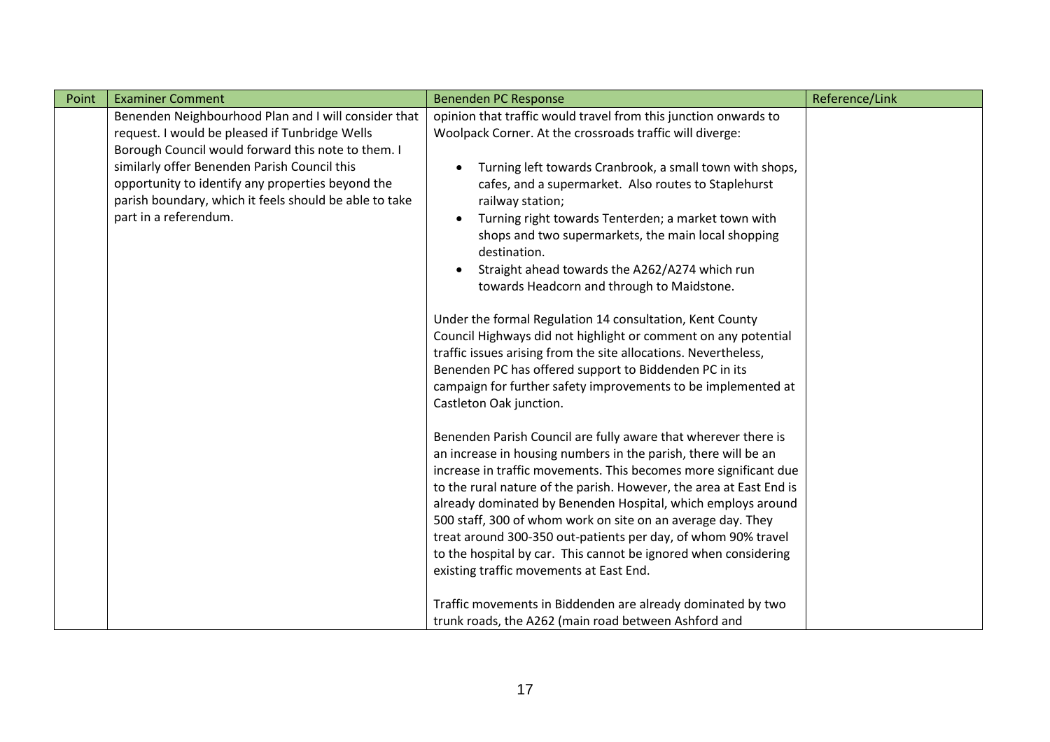| Point | Examiner Comment | Benenden PC Response | Reference/Link |
|---|---|---|---|
| | Benenden Neighbourhood Plan and I will consider that request. I would be pleased if Tunbridge Wells Borough Council would forward this note to them. I similarly offer Benenden Parish Council this opportunity to identify any properties beyond the parish boundary, which it feels should be able to take part in a referendum. | opinion that traffic would travel from this junction onwards to Woolpack Corner. At the crossroads traffic will diverge:<br><br>• Turning left towards Cranbrook, a small town with shops, cafes, and a supermarket. Also routes to Staplehurst railway station;<br>• Turning right towards Tenterden; a market town with shops and two supermarkets, the main local shopping destination.<br>• Straight ahead towards the A262/A274 which run towards Headcorn and through to Maidstone.<br><br>Under the formal Regulation 14 consultation, Kent County Council Highways did not highlight or comment on any potential traffic issues arising from the site allocations. Nevertheless, Benenden PC has offered support to Biddenden PC in its campaign for further safety improvements to be implemented at Castleton Oak junction.<br><br>Benenden Parish Council are fully aware that wherever there is an increase in housing numbers in the parish, there will be an increase in traffic movements. This becomes more significant due to the rural nature of the parish. However, the area at East End is already dominated by Benenden Hospital, which employs around 500 staff, 300 of whom work on site on an average day. They treat around 300-350 out-patients per day, of whom 90% travel to the hospital by car. This cannot be ignored when considering existing traffic movements at East End.<br><br>Traffic movements in Biddenden are already dominated by two trunk roads, the A262 (main road between Ashford and | |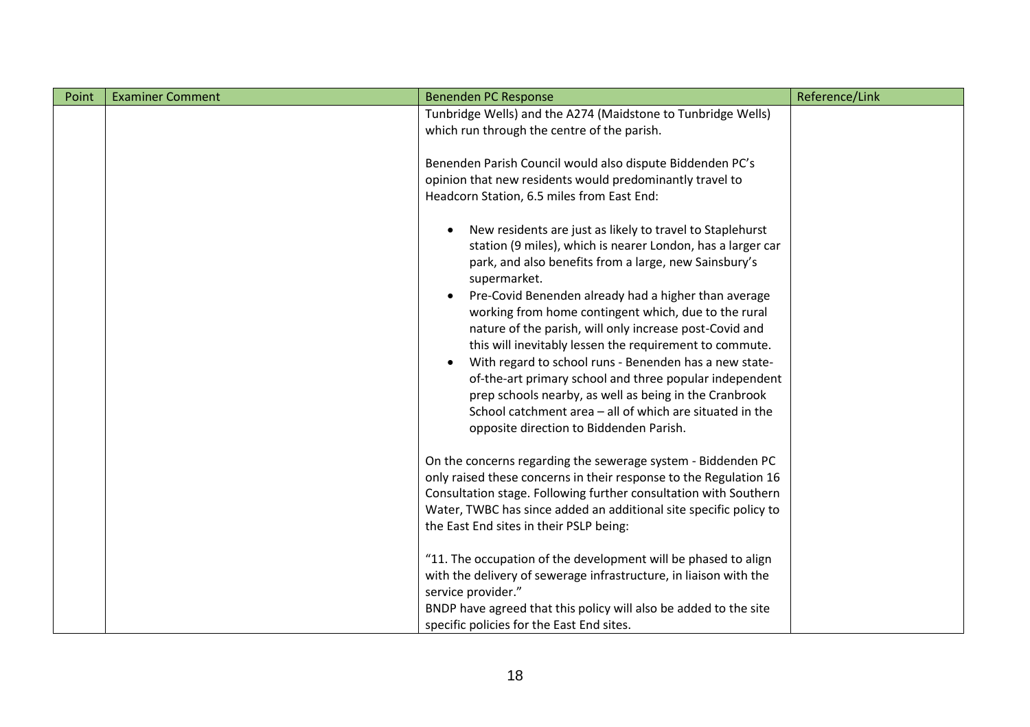| Point | Examiner Comment | Benenden PC Response | Reference/Link |
|---|---|---|---|
| | | Tunbridge Wells) and the A274 (Maidstone to Tunbridge Wells) which run through the centre of the parish.<br><br>Benenden Parish Council would also dispute Biddenden PC's opinion that new residents would predominantly travel to Headcorn Station, 6.5 miles from East End:<br><br>• New residents are just as likely to travel to Staplehurst station (9 miles), which is nearer London, has a larger car park, and also benefits from a large, new Sainsbury's supermarket.<br>• Pre-Covid Benenden already had a higher than average working from home contingent which, due to the rural nature of the parish, will only increase post-Covid and this will inevitably lessen the requirement to commute.<br>• With regard to school runs - Benenden has a new state-of-the-art primary school and three popular independent prep schools nearby, as well as being in the Cranbrook School catchment area – all of which are situated in the opposite direction to Biddenden Parish.<br><br>On the concerns regarding the sewerage system - Biddenden PC only raised these concerns in their response to the Regulation 16 Consultation stage. Following further consultation with Southern Water, TWBC has since added an additional site specific policy to the East End sites in their PSLP being:<br><br>"11. The occupation of the development will be phased to align with the delivery of sewerage infrastructure, in liaison with the service provider."<br>BNDP have agreed that this policy will also be added to the site specific policies for the East End sites. | |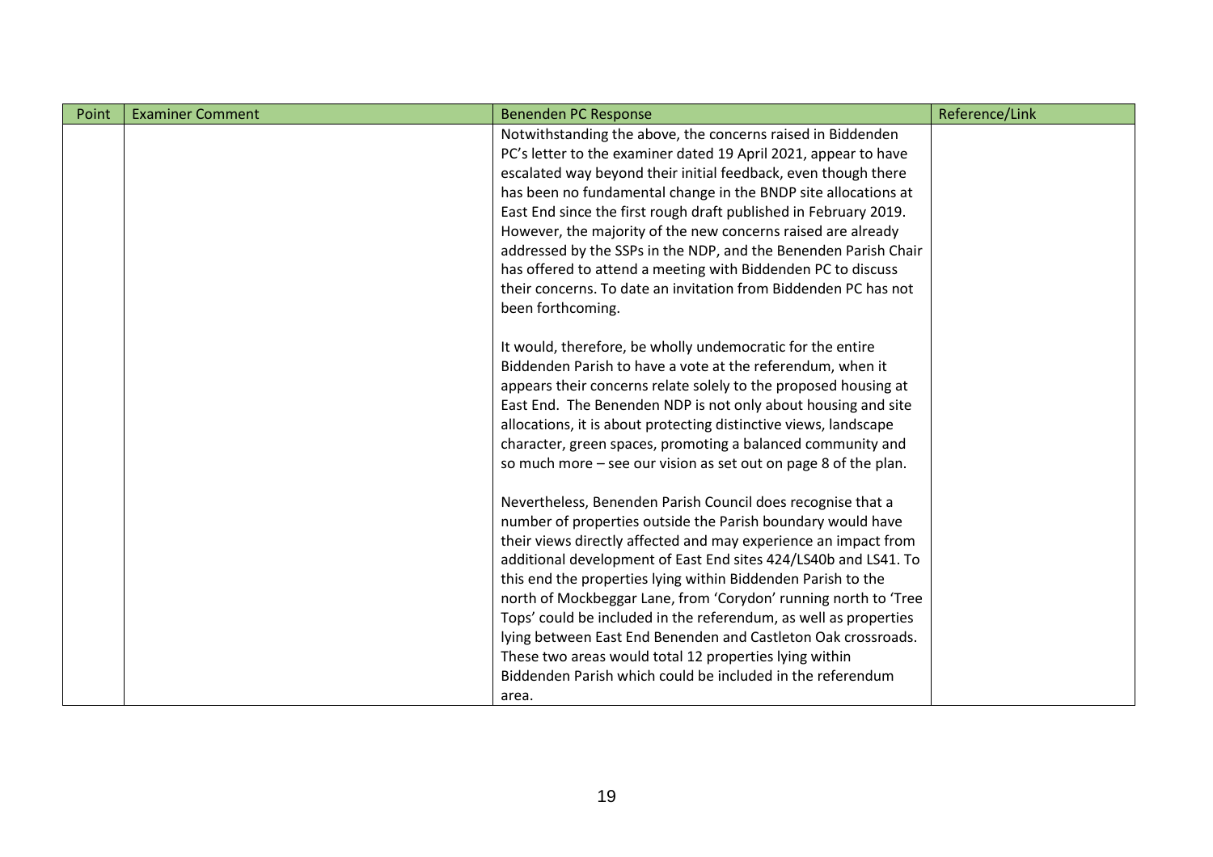| Point | Examiner Comment | Benenden PC Response | Reference/Link |
|---|---|---|---|
| | | Notwithstanding the above, the concerns raised in Biddenden PC's letter to the examiner dated 19 April 2021, appear to have escalated way beyond their initial feedback, even though there has been no fundamental change in the BNDP site allocations at East End since the first rough draft published in February 2019. However, the majority of the new concerns raised are already addressed by the SSPs in the NDP, and the Benenden Parish Chair has offered to attend a meeting with Biddenden PC to discuss their concerns. To date an invitation from Biddenden PC has not been forthcoming.<br><br>It would, therefore, be wholly undemocratic for the entire Biddenden Parish to have a vote at the referendum, when it appears their concerns relate solely to the proposed housing at East End. The Benenden NDP is not only about housing and site allocations, it is about protecting distinctive views, landscape character, green spaces, promoting a balanced community and so much more – see our vision as set out on page 8 of the plan.<br><br>Nevertheless, Benenden Parish Council does recognise that a number of properties outside the Parish boundary would have their views directly affected and may experience an impact from additional development of East End sites 424/LS40b and LS41. To this end the properties lying within Biddenden Parish to the north of Mockbeggar Lane, from 'Corydon' running north to 'Tree Tops' could be included in the referendum, as well as properties lying between East End Benenden and Castleton Oak crossroads. These two areas would total 12 properties lying within Biddenden Parish which could be included in the referendum area. | |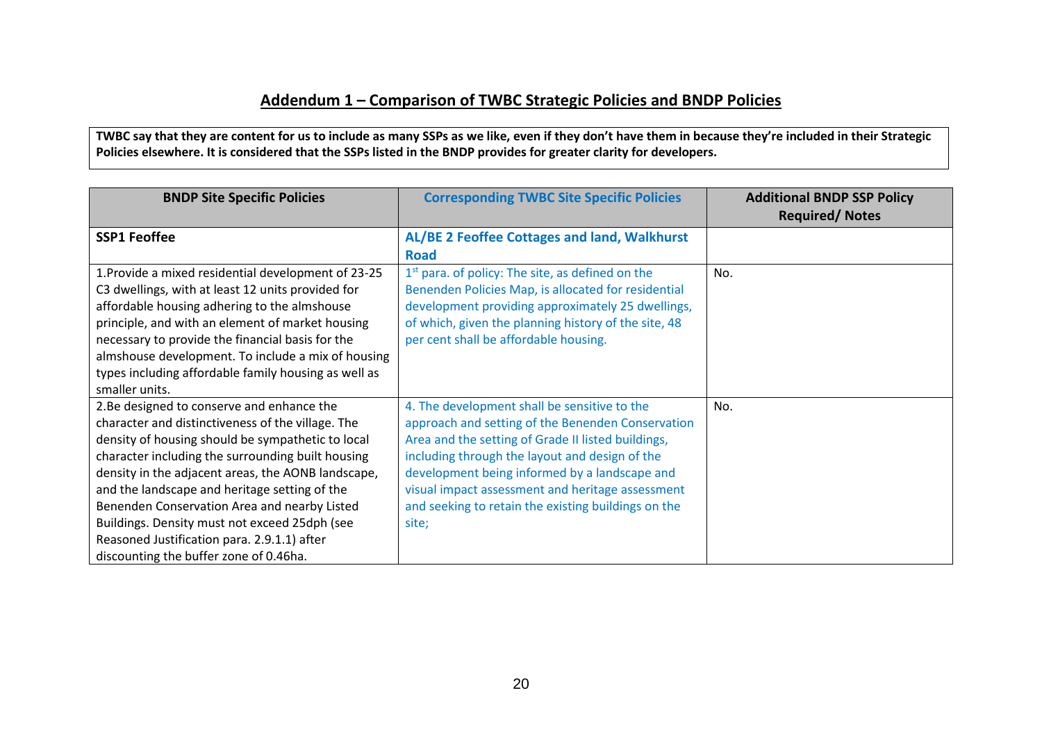## Addendum 1 – Comparison of TWBC Strategic Policies and BNDP Policies

**TWBC say that they are content for us to include as many SSPs as we like, even if they don't have them in because they're included in their Strategic Policies elsewhere. It is considered that the SSPs listed in the BNDP provides for greater clarity for developers.**

| BNDP Site Specific Policies | Corresponding TWBC Site Specific Policies | Additional BNDP SSP Policy Required/ Notes |
|---|---|---|
| **SSP1 Feoffee** | **AL/BE 2 Feoffee Cottages and land, Walkhurst Road** | |
| 1.Provide a mixed residential development of 23-25 C3 dwellings, with at least 12 units provided for affordable housing adhering to the almshouse principle, and with an element of market housing necessary to provide the financial basis for the almshouse development. To include a mix of housing types including affordable family housing as well as smaller units. | 1st para. of policy: The site, as defined on the Benenden Policies Map, is allocated for residential development providing approximately 25 dwellings, of which, given the planning history of the site, 48 per cent shall be affordable housing. | No. |
| 2.Be designed to conserve and enhance the character and distinctiveness of the village. The density of housing should be sympathetic to local character including the surrounding built housing density in the adjacent areas, the AONB landscape, and the landscape and heritage setting of the Benenden Conservation Area and nearby Listed Buildings. Density must not exceed 25dph (see Reasoned Justification para. 2.9.1.1) after discounting the buffer zone of 0.46ha. | 4. The development shall be sensitive to the approach and setting of the Benenden Conservation Area and the setting of Grade II listed buildings, including through the layout and design of the development being informed by a landscape and visual impact assessment and heritage assessment and seeking to retain the existing buildings on the site; | No. |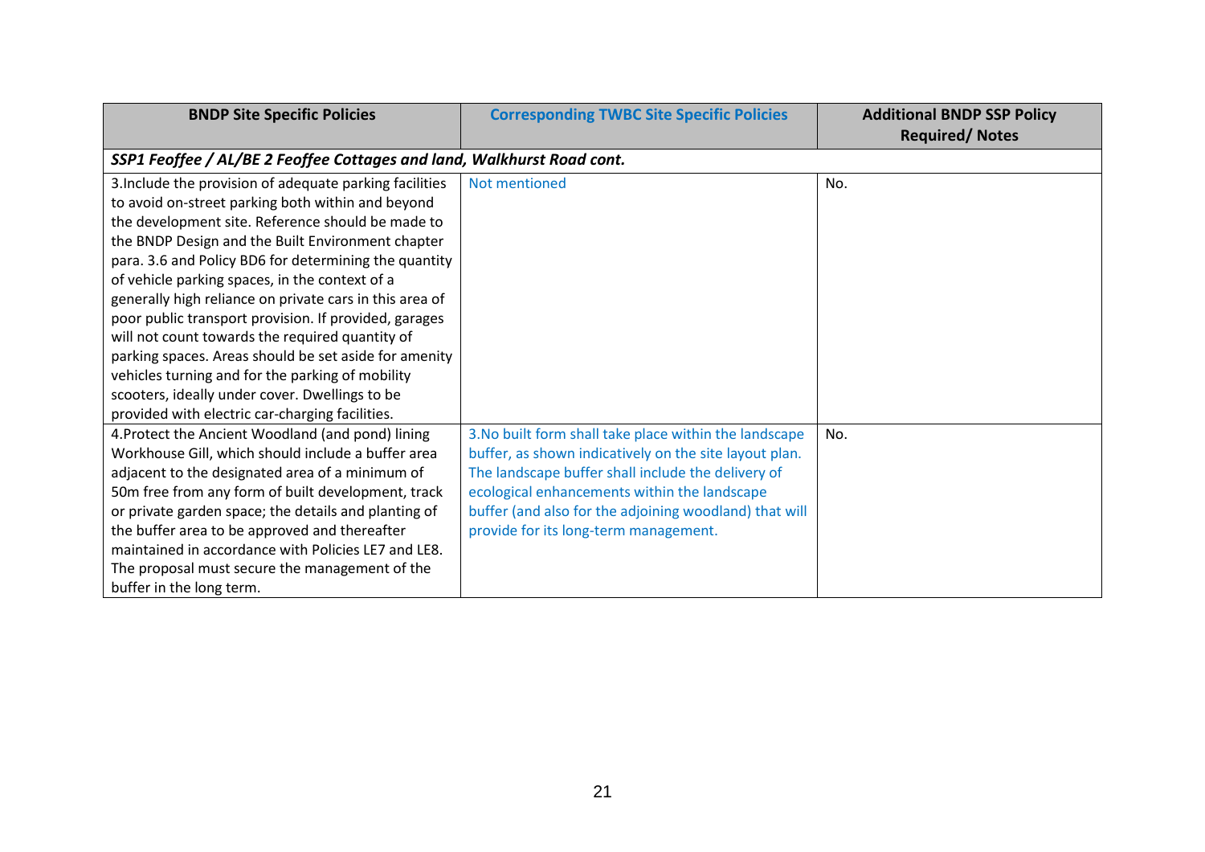| BNDP Site Specific Policies | Corresponding TWBC Site Specific Policies | Additional BNDP SSP Policy Required/ Notes |
|---|---|---|
| ***SSP1 Feoffee / AL/BE 2 Feoffee Cottages and land, Walkhurst Road cont.*** | | |
| 3.Include the provision of adequate parking facilities to avoid on-street parking both within and beyond the development site. Reference should be made to the BNDP Design and the Built Environment chapter para. 3.6 and Policy BD6 for determining the quantity of vehicle parking spaces, in the context of a generally high reliance on private cars in this area of poor public transport provision. If provided, garages will not count towards the required quantity of parking spaces. Areas should be set aside for amenity vehicles turning and for the parking of mobility scooters, ideally under cover. Dwellings to be provided with electric car-charging facilities. | Not mentioned | No. |
| 4.Protect the Ancient Woodland (and pond) lining Workhouse Gill, which should include a buffer area adjacent to the designated area of a minimum of 50m free from any form of built development, track or private garden space; the details and planting of the buffer area to be approved and thereafter maintained in accordance with Policies LE7 and LE8. The proposal must secure the management of the buffer in the long term. | 3.No built form shall take place within the landscape buffer, as shown indicatively on the site layout plan. The landscape buffer shall include the delivery of ecological enhancements within the landscape buffer (and also for the adjoining woodland) that will provide for its long-term management. | No. |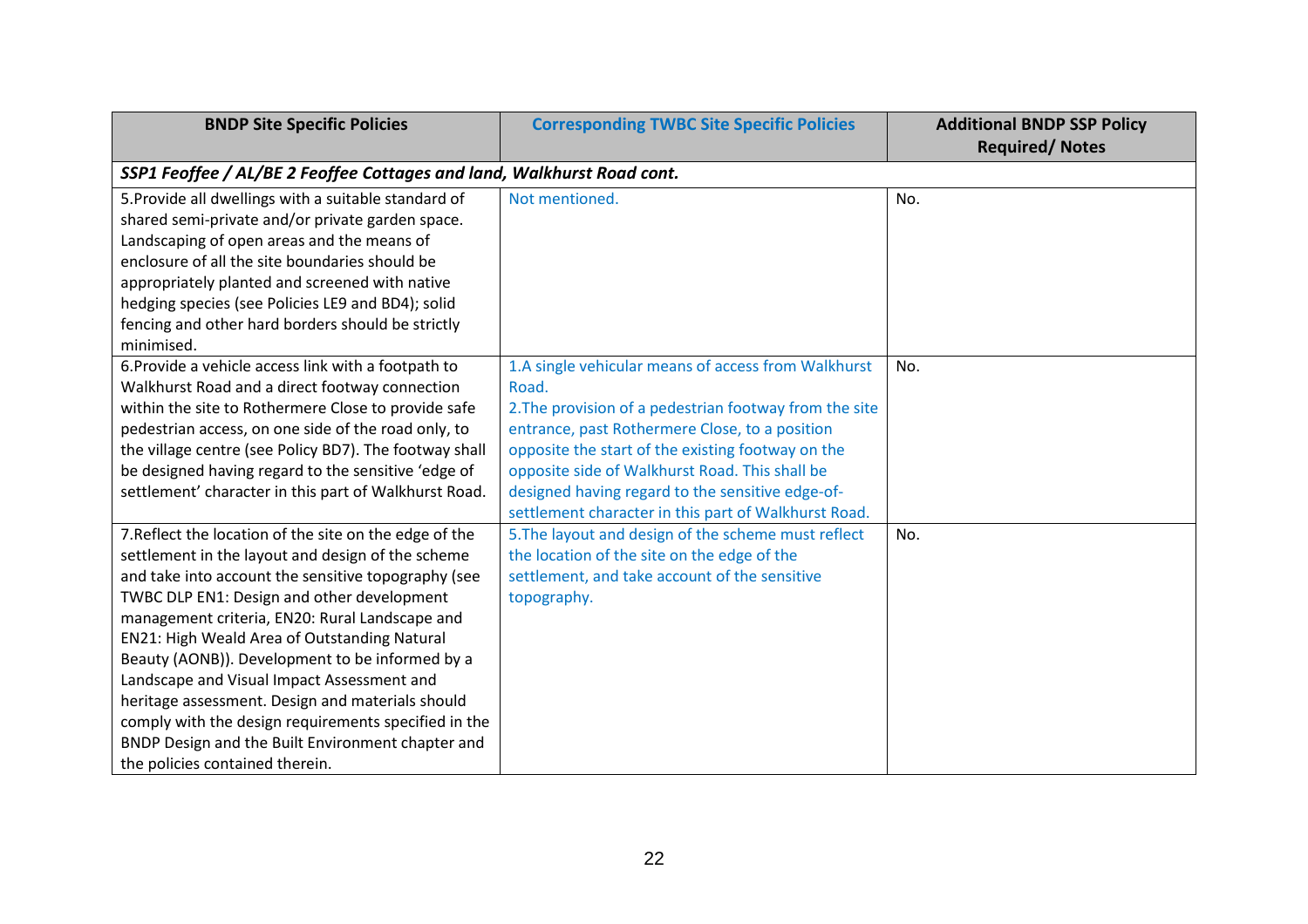| BNDP Site Specific Policies | Corresponding TWBC Site Specific Policies | Additional BNDP SSP Policy Required/ Notes |
|---|---|---|
| ***SSP1 Feoffee / AL/BE 2 Feoffee Cottages and land, Walkhurst Road cont.*** | | |
| 5.Provide all dwellings with a suitable standard of shared semi-private and/or private garden space. Landscaping of open areas and the means of enclosure of all the site boundaries should be appropriately planted and screened with native hedging species (see Policies LE9 and BD4); solid fencing and other hard borders should be strictly minimised. | Not mentioned. | No. |
| 6.Provide a vehicle access link with a footpath to Walkhurst Road and a direct footway connection within the site to Rothermere Close to provide safe pedestrian access, on one side of the road only, to the village centre (see Policy BD7). The footway shall be designed having regard to the sensitive 'edge of settlement' character in this part of Walkhurst Road. | 1.A single vehicular means of access from Walkhurst Road.<br>2.The provision of a pedestrian footway from the site entrance, past Rothermere Close, to a position opposite the start of the existing footway on the opposite side of Walkhurst Road. This shall be designed having regard to the sensitive edge-of-settlement character in this part of Walkhurst Road. | No. |
| 7.Reflect the location of the site on the edge of the settlement in the layout and design of the scheme and take into account the sensitive topography (see TWBC DLP EN1: Design and other development management criteria, EN20: Rural Landscape and EN21: High Weald Area of Outstanding Natural Beauty (AONB)). Development to be informed by a Landscape and Visual Impact Assessment and heritage assessment. Design and materials should comply with the design requirements specified in the BNDP Design and the Built Environment chapter and the policies contained therein. | 5.The layout and design of the scheme must reflect the location of the site on the edge of the settlement, and take account of the sensitive topography. | No. |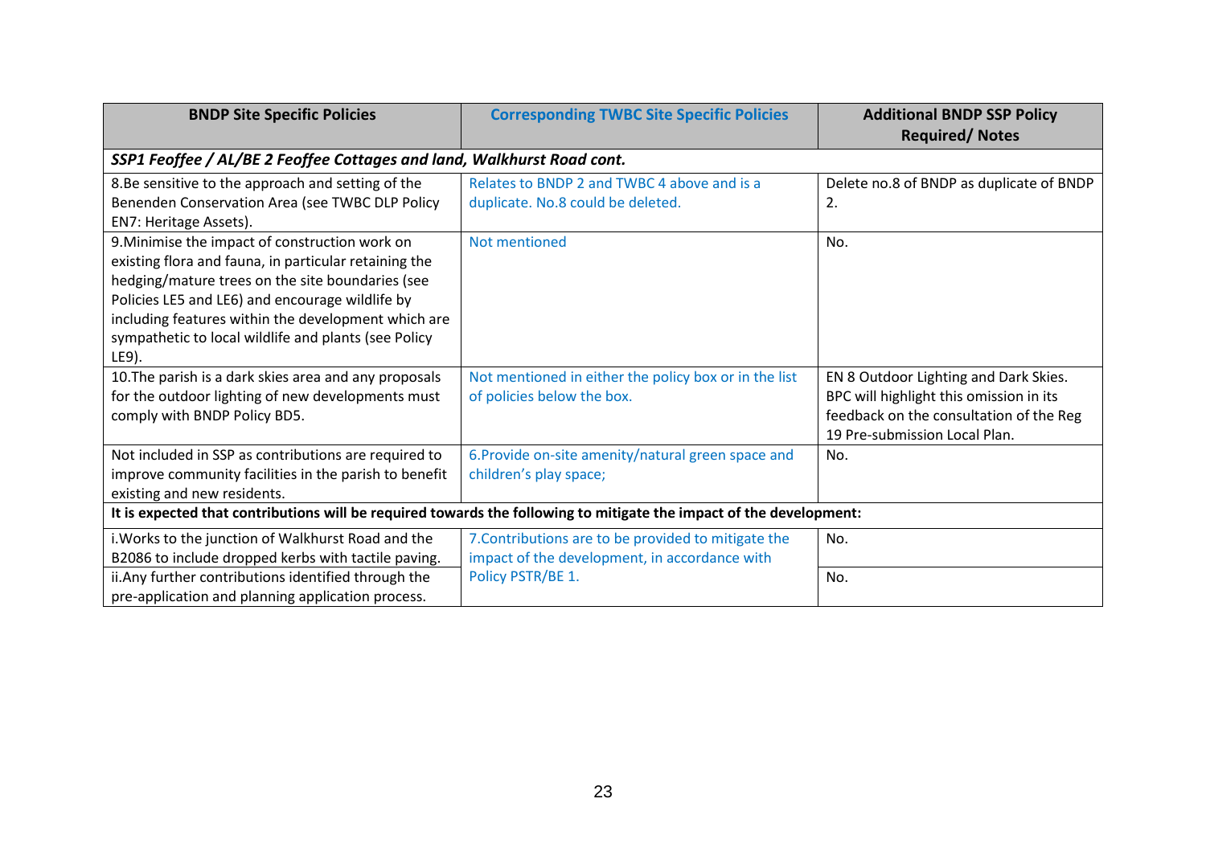| BNDP Site Specific Policies | Corresponding TWBC Site Specific Policies | Additional BNDP SSP Policy Required/ Notes |
|---|---|---|
| ***SSP1 Feoffee / AL/BE 2 Feoffee Cottages and land, Walkhurst Road cont.*** | | |
| 8.Be sensitive to the approach and setting of the Benenden Conservation Area (see TWBC DLP Policy EN7: Heritage Assets). | Relates to BNDP 2 and TWBC 4 above and is a duplicate. No.8 could be deleted. | Delete no.8 of BNDP as duplicate of BNDP 2. |
| 9.Minimise the impact of construction work on existing flora and fauna, in particular retaining the hedging/mature trees on the site boundaries (see Policies LE5 and LE6) and encourage wildlife by including features within the development which are sympathetic to local wildlife and plants (see Policy LE9). | Not mentioned | No. |
| 10.The parish is a dark skies area and any proposals for the outdoor lighting of new developments must comply with BNDP Policy BD5. | Not mentioned in either the policy box or in the list of policies below the box. | EN 8 Outdoor Lighting and Dark Skies. BPC will highlight this omission in its feedback on the consultation of the Reg 19 Pre-submission Local Plan. |
| Not included in SSP as contributions are required to improve community facilities in the parish to benefit existing and new residents. | 6.Provide on-site amenity/natural green space and children's play space; | No. |
| **It is expected that contributions will be required towards the following to mitigate the impact of the development:** | | |
| i.Works to the junction of Walkhurst Road and the B2086 to include dropped kerbs with tactile paving. | 7.Contributions are to be provided to mitigate the impact of the development, in accordance with Policy PSTR/BE 1. | No. |
| ii.Any further contributions identified through the pre-application and planning application process. | | No. |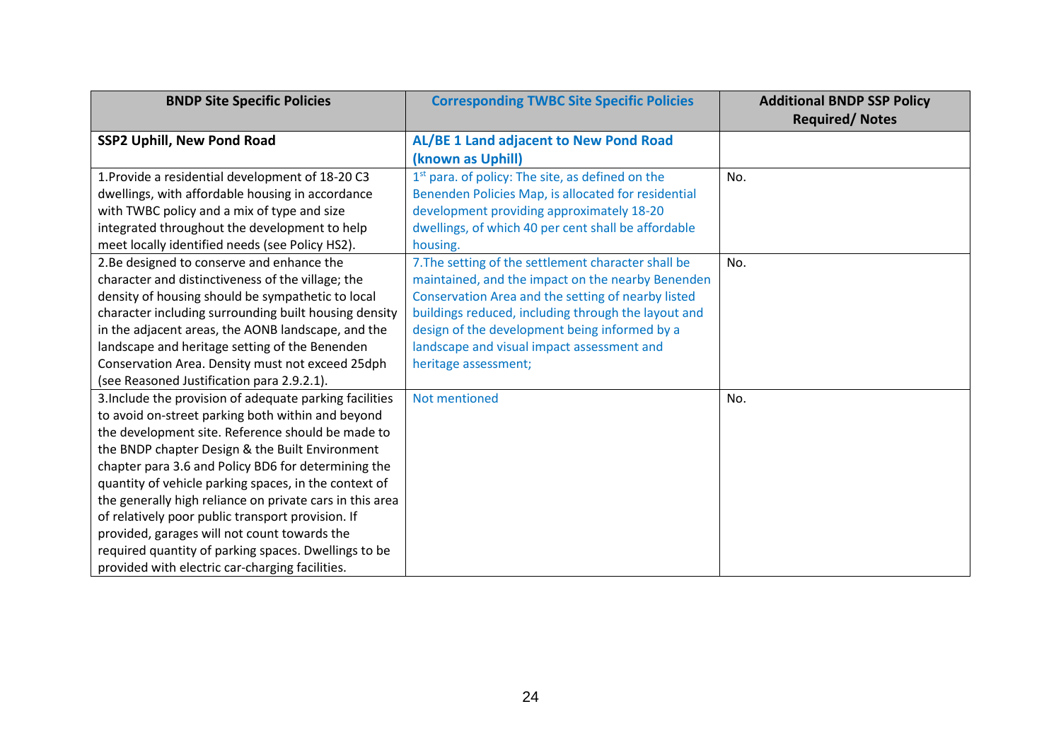| BNDP Site Specific Policies | Corresponding TWBC Site Specific Policies | Additional BNDP SSP Policy Required/ Notes |
|---|---|---|
| **SSP2 Uphill, New Pond Road** | **AL/BE 1 Land adjacent to New Pond Road (known as Uphill)** | |
| 1.Provide a residential development of 18-20 C3 dwellings, with affordable housing in accordance with TWBC policy and a mix of type and size integrated throughout the development to help meet locally identified needs (see Policy HS2). | 1st para. of policy: The site, as defined on the Benenden Policies Map, is allocated for residential development providing approximately 18-20 dwellings, of which 40 per cent shall be affordable housing. | No. |
| 2.Be designed to conserve and enhance the character and distinctiveness of the village; the density of housing should be sympathetic to local character including surrounding built housing density in the adjacent areas, the AONB landscape, and the landscape and heritage setting of the Benenden Conservation Area. Density must not exceed 25dph (see Reasoned Justification para 2.9.2.1). | 7.The setting of the settlement character shall be maintained, and the impact on the nearby Benenden Conservation Area and the setting of nearby listed buildings reduced, including through the layout and design of the development being informed by a landscape and visual impact assessment and heritage assessment; | No. |
| 3.Include the provision of adequate parking facilities to avoid on-street parking both within and beyond the development site. Reference should be made to the BNDP chapter Design & the Built Environment chapter para 3.6 and Policy BD6 for determining the quantity of vehicle parking spaces, in the context of the generally high reliance on private cars in this area of relatively poor public transport provision. If provided, garages will not count towards the required quantity of parking spaces. Dwellings to be provided with electric car-charging facilities. | Not mentioned | No. |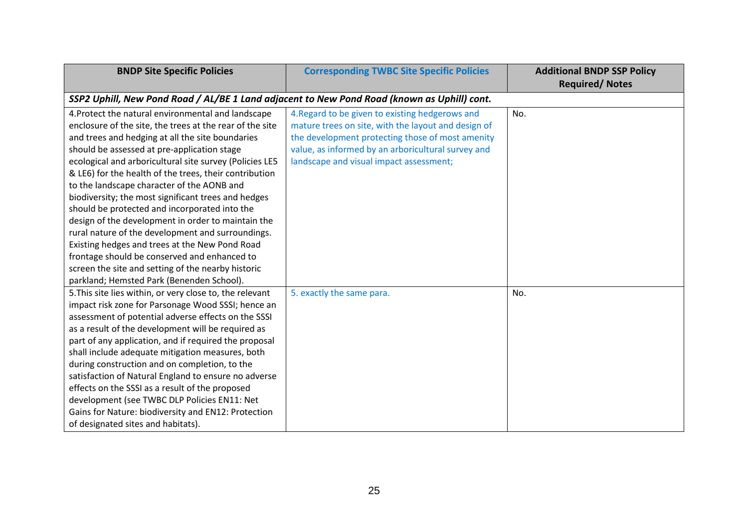| BNDP Site Specific Policies | Corresponding TWBC Site Specific Policies | Additional BNDP SSP Policy Required/ Notes |
|---|---|---|
| ***SSP2 Uphill, New Pond Road / AL/BE 1 Land adjacent to New Pond Road (known as Uphill) cont.*** | | |
| 4.Protect the natural environmental and landscape enclosure of the site, the trees at the rear of the site and trees and hedging at all the site boundaries should be assessed at pre-application stage ecological and arboricultural site survey (Policies LE5 & LE6) for the health of the trees, their contribution to the landscape character of the AONB and biodiversity; the most significant trees and hedges should be protected and incorporated into the design of the development in order to maintain the rural nature of the development and surroundings. Existing hedges and trees at the New Pond Road frontage should be conserved and enhanced to screen the site and setting of the nearby historic parkland; Hemsted Park (Benenden School). | 4.Regard to be given to existing hedgerows and mature trees on site, with the layout and design of the development protecting those of most amenity value, as informed by an arboricultural survey and landscape and visual impact assessment; | No. |
| 5.This site lies within, or very close to, the relevant impact risk zone for Parsonage Wood SSSI; hence an assessment of potential adverse effects on the SSSI as a result of the development will be required as part of any application, and if required the proposal shall include adequate mitigation measures, both during construction and on completion, to the satisfaction of Natural England to ensure no adverse effects on the SSSI as a result of the proposed development (see TWBC DLP Policies EN11: Net Gains for Nature: biodiversity and EN12: Protection of designated sites and habitats). | 5. exactly the same para. | No. |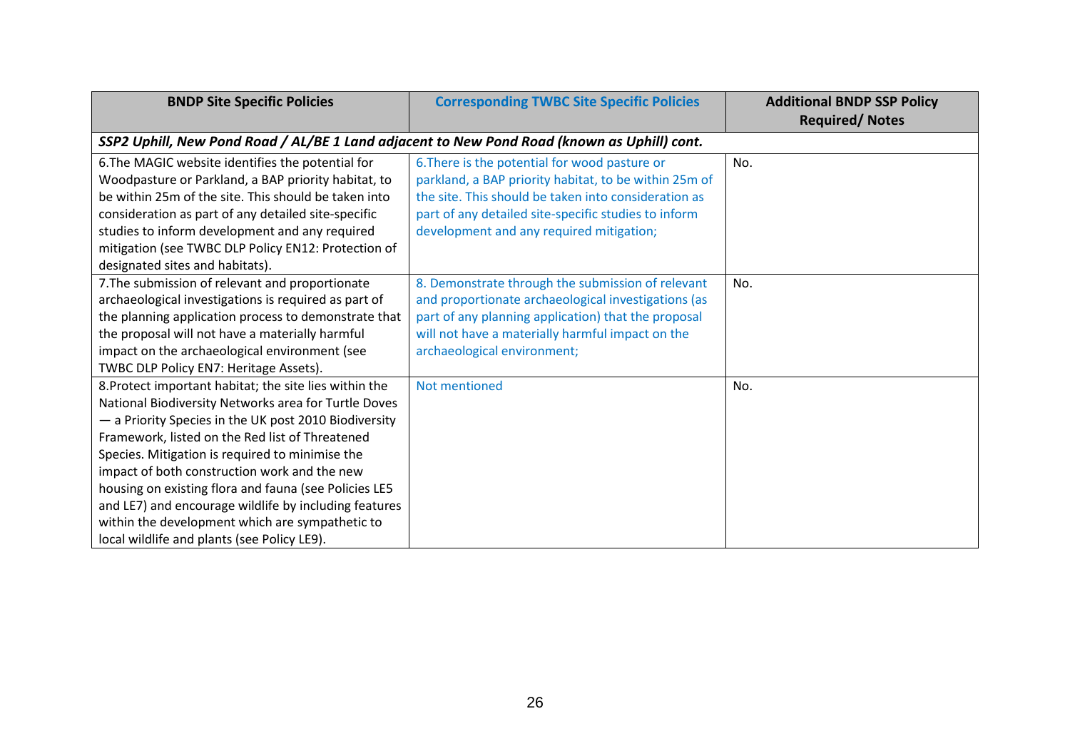| BNDP Site Specific Policies | Corresponding TWBC Site Specific Policies | Additional BNDP SSP Policy Required/ Notes |
|---|---|---|
| ***SSP2 Uphill, New Pond Road / AL/BE 1 Land adjacent to New Pond Road (known as Uphill) cont.*** | | |
| 6.The MAGIC website identifies the potential for Woodpasture or Parkland, a BAP priority habitat, to be within 25m of the site. This should be taken into consideration as part of any detailed site-specific studies to inform development and any required mitigation (see TWBC DLP Policy EN12: Protection of designated sites and habitats). | 6.There is the potential for wood pasture or parkland, a BAP priority habitat, to be within 25m of the site. This should be taken into consideration as part of any detailed site-specific studies to inform development and any required mitigation; | No. |
| 7.The submission of relevant and proportionate archaeological investigations is required as part of the planning application process to demonstrate that the proposal will not have a materially harmful impact on the archaeological environment (see TWBC DLP Policy EN7: Heritage Assets). | 8. Demonstrate through the submission of relevant and proportionate archaeological investigations (as part of any planning application) that the proposal will not have a materially harmful impact on the archaeological environment; | No. |
| 8.Protect important habitat; the site lies within the National Biodiversity Networks area for Turtle Doves — a Priority Species in the UK post 2010 Biodiversity Framework, listed on the Red list of Threatened Species. Mitigation is required to minimise the impact of both construction work and the new housing on existing flora and fauna (see Policies LE5 and LE7) and encourage wildlife by including features within the development which are sympathetic to local wildlife and plants (see Policy LE9). | Not mentioned | No. |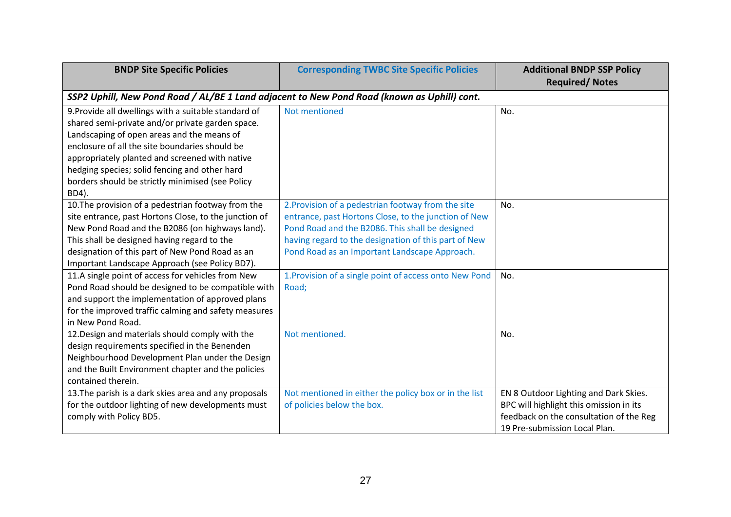| BNDP Site Specific Policies | Corresponding TWBC Site Specific Policies | Additional BNDP SSP Policy Required/ Notes |
|---|---|---|
| ***SSP2 Uphill, New Pond Road / AL/BE 1 Land adjacent to New Pond Road (known as Uphill) cont.*** | | |
| 9.Provide all dwellings with a suitable standard of shared semi-private and/or private garden space. Landscaping of open areas and the means of enclosure of all the site boundaries should be appropriately planted and screened with native hedging species; solid fencing and other hard borders should be strictly minimised (see Policy BD4). | Not mentioned | No. |
| 10.The provision of a pedestrian footway from the site entrance, past Hortons Close, to the junction of New Pond Road and the B2086 (on highways land). This shall be designed having regard to the designation of this part of New Pond Road as an Important Landscape Approach (see Policy BD7). | 2.Provision of a pedestrian footway from the site entrance, past Hortons Close, to the junction of New Pond Road and the B2086. This shall be designed having regard to the designation of this part of New Pond Road as an Important Landscape Approach. | No. |
| 11.A single point of access for vehicles from New Pond Road should be designed to be compatible with and support the implementation of approved plans for the improved traffic calming and safety measures in New Pond Road. | 1.Provision of a single point of access onto New Pond Road; | No. |
| 12.Design and materials should comply with the design requirements specified in the Benenden Neighbourhood Development Plan under the Design and the Built Environment chapter and the policies contained therein. | Not mentioned. | No. |
| 13.The parish is a dark skies area and any proposals for the outdoor lighting of new developments must comply with Policy BD5. | Not mentioned in either the policy box or in the list of policies below the box. | EN 8 Outdoor Lighting and Dark Skies. BPC will highlight this omission in its feedback on the consultation of the Reg 19 Pre-submission Local Plan. |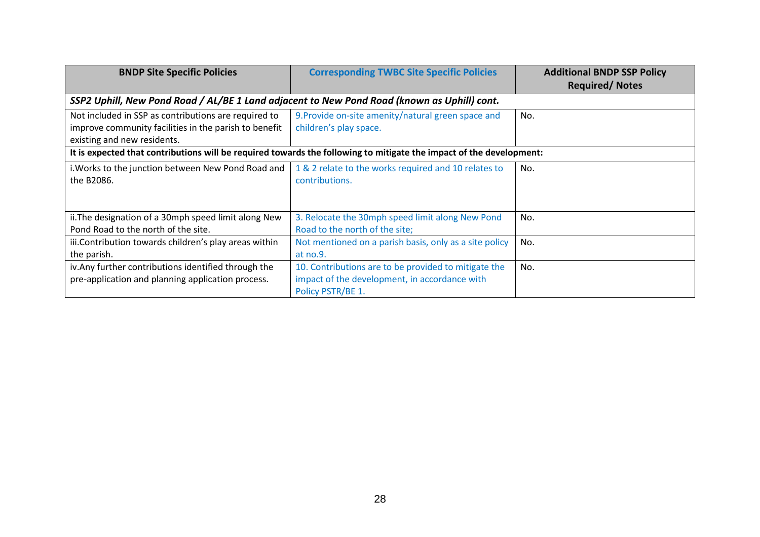| BNDP Site Specific Policies | Corresponding TWBC Site Specific Policies | Additional BNDP SSP Policy Required/ Notes |
| --- | --- | --- |
| ***SSP2 Uphill, New Pond Road / AL/BE 1 Land adjacent to New Pond Road (known as Uphill) cont.*** | | |
| Not included in SSP as contributions are required to improve community facilities in the parish to benefit existing and new residents. | 9.Provide on-site amenity/natural green space and children's play space. | No. |
| **It is expected that contributions will be required towards the following to mitigate the impact of the development:** | | |
| i.Works to the junction between New Pond Road and the B2086. | 1 & 2 relate to the works required and 10 relates to contributions. | No. |
| ii.The designation of a 30mph speed limit along New Pond Road to the north of the site. | 3. Relocate the 30mph speed limit along New Pond Road to the north of the site; | No. |
| iii.Contribution towards children's play areas within the parish. | Not mentioned on a parish basis, only as a site policy at no.9. | No. |
| iv.Any further contributions identified through the pre-application and planning application process. | 10. Contributions are to be provided to mitigate the impact of the development, in accordance with Policy PSTR/BE 1. | No. |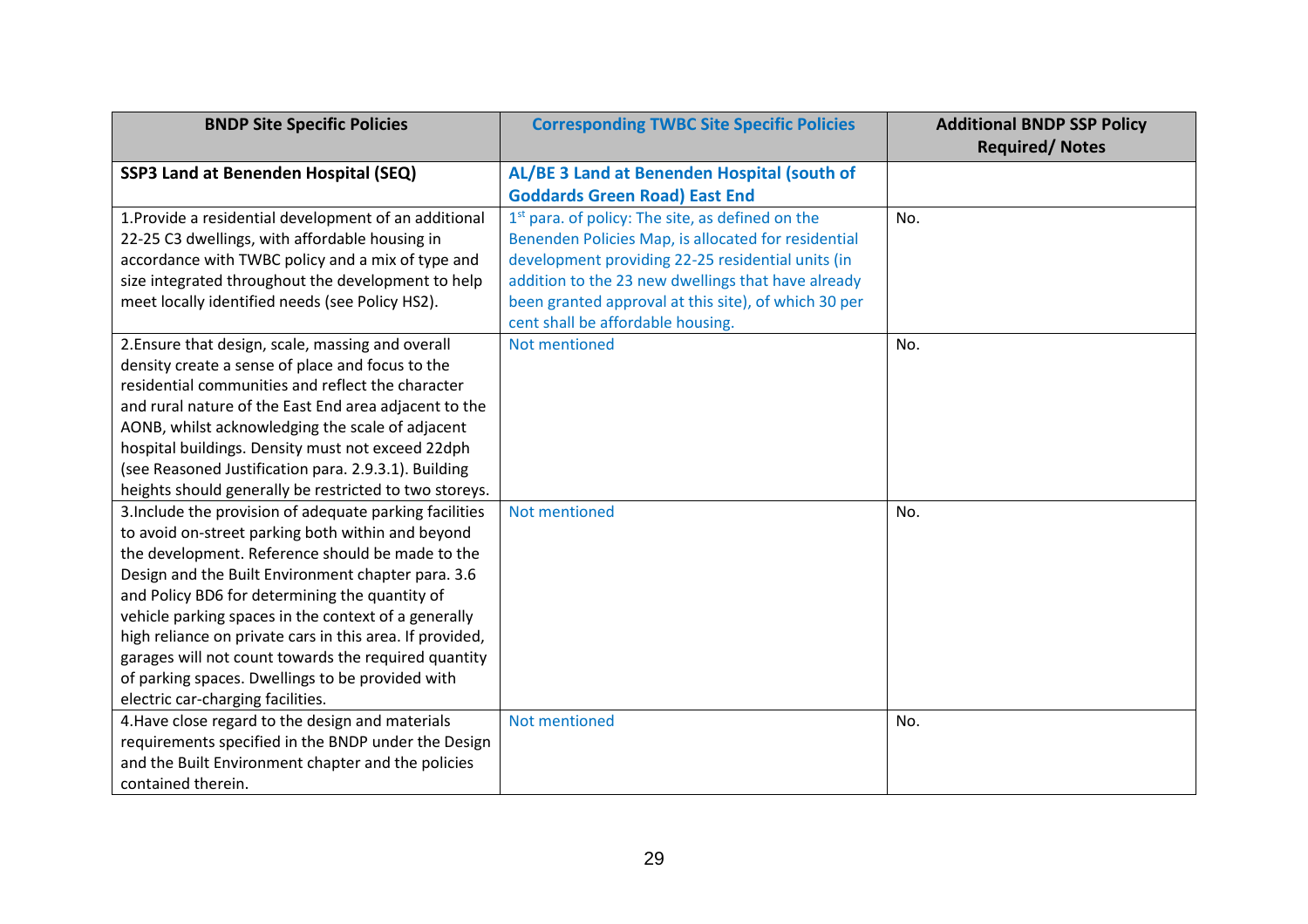| BNDP Site Specific Policies | Corresponding TWBC Site Specific Policies | Additional BNDP SSP Policy Required/ Notes |
|---|---|---|
| **SSP3 Land at Benenden Hospital (SEQ)** | **AL/BE 3 Land at Benenden Hospital (south of Goddards Green Road) East End** | |
| 1.Provide a residential development of an additional 22-25 C3 dwellings, with affordable housing in accordance with TWBC policy and a mix of type and size integrated throughout the development to help meet locally identified needs (see Policy HS2). | 1st para. of policy: The site, as defined on the Benenden Policies Map, is allocated for residential development providing 22-25 residential units (in addition to the 23 new dwellings that have already been granted approval at this site), of which 30 per cent shall be affordable housing. | No. |
| 2.Ensure that design, scale, massing and overall density create a sense of place and focus to the residential communities and reflect the character and rural nature of the East End area adjacent to the AONB, whilst acknowledging the scale of adjacent hospital buildings. Density must not exceed 22dph (see Reasoned Justification para. 2.9.3.1). Building heights should generally be restricted to two storeys. | Not mentioned | No. |
| 3.Include the provision of adequate parking facilities to avoid on-street parking both within and beyond the development. Reference should be made to the Design and the Built Environment chapter para. 3.6 and Policy BD6 for determining the quantity of vehicle parking spaces in the context of a generally high reliance on private cars in this area. If provided, garages will not count towards the required quantity of parking spaces. Dwellings to be provided with electric car-charging facilities. | Not mentioned | No. |
| 4.Have close regard to the design and materials requirements specified in the BNDP under the Design and the Built Environment chapter and the policies contained therein. | Not mentioned | No. |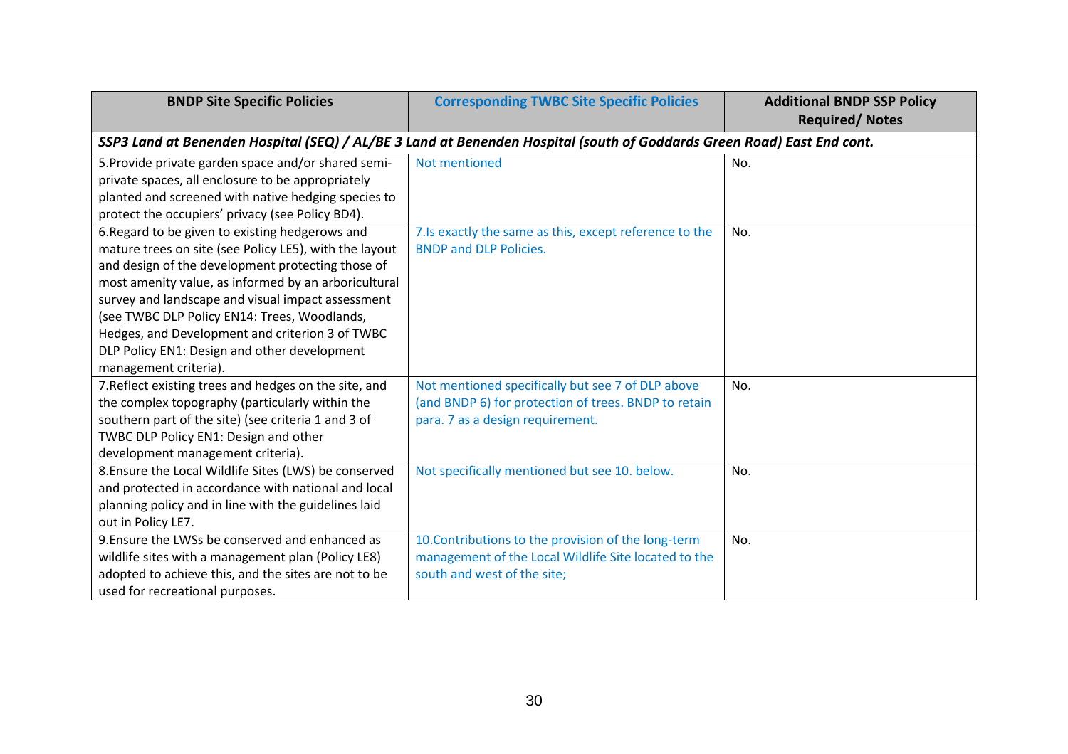| BNDP Site Specific Policies | Corresponding TWBC Site Specific Policies | Additional BNDP SSP Policy Required/ Notes |
|---|---|---|
| ***SSP3 Land at Benenden Hospital (SEQ) / AL/BE 3 Land at Benenden Hospital (south of Goddards Green Road) East End cont.*** | | |
| 5.Provide private garden space and/or shared semi-private spaces, all enclosure to be appropriately planted and screened with native hedging species to protect the occupiers' privacy (see Policy BD4). | Not mentioned | No. |
| 6.Regard to be given to existing hedgerows and mature trees on site (see Policy LE5), with the layout and design of the development protecting those of most amenity value, as informed by an arboricultural survey and landscape and visual impact assessment (see TWBC DLP Policy EN14: Trees, Woodlands, Hedges, and Development and criterion 3 of TWBC DLP Policy EN1: Design and other development management criteria). | 7.Is exactly the same as this, except reference to the BNDP and DLP Policies. | No. |
| 7.Reflect existing trees and hedges on the site, and the complex topography (particularly within the southern part of the site) (see criteria 1 and 3 of TWBC DLP Policy EN1: Design and other development management criteria). | Not mentioned specifically but see 7 of DLP above (and BNDP 6) for protection of trees. BNDP to retain para. 7 as a design requirement. | No. |
| 8.Ensure the Local Wildlife Sites (LWS) be conserved and protected in accordance with national and local planning policy and in line with the guidelines laid out in Policy LE7. | Not specifically mentioned but see 10. below. | No. |
| 9.Ensure the LWSs be conserved and enhanced as wildlife sites with a management plan (Policy LE8) adopted to achieve this, and the sites are not to be used for recreational purposes. | 10.Contributions to the provision of the long-term management of the Local Wildlife Site located to the south and west of the site; | No. |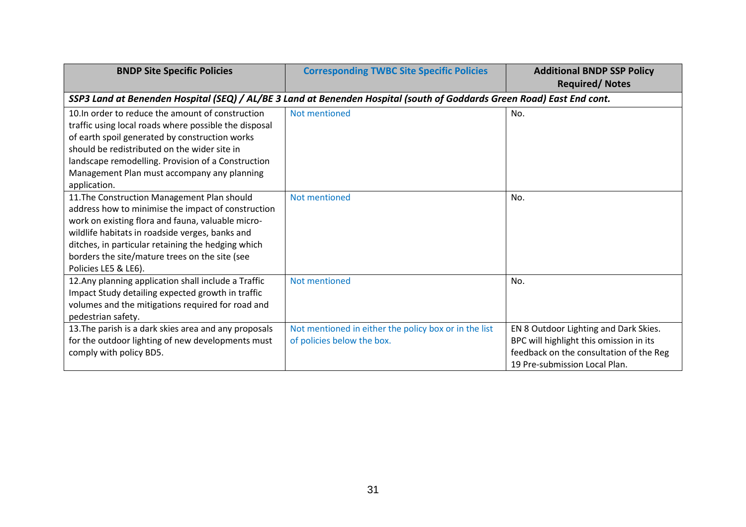| BNDP Site Specific Policies | Corresponding TWBC Site Specific Policies | Additional BNDP SSP Policy Required/ Notes |
|---|---|---|
| ***SSP3 Land at Benenden Hospital (SEQ) / AL/BE 3 Land at Benenden Hospital (south of Goddards Green Road) East End cont.*** | | |
| 10.In order to reduce the amount of construction traffic using local roads where possible the disposal of earth spoil generated by construction works should be redistributed on the wider site in landscape remodelling. Provision of a Construction Management Plan must accompany any planning application. | Not mentioned | No. |
| 11.The Construction Management Plan should address how to minimise the impact of construction work on existing flora and fauna, valuable micro-wildlife habitats in roadside verges, banks and ditches, in particular retaining the hedging which borders the site/mature trees on the site (see Policies LE5 & LE6). | Not mentioned | No. |
| 12.Any planning application shall include a Traffic Impact Study detailing expected growth in traffic volumes and the mitigations required for road and pedestrian safety. | Not mentioned | No. |
| 13.The parish is a dark skies area and any proposals for the outdoor lighting of new developments must comply with policy BD5. | Not mentioned in either the policy box or in the list of policies below the box. | EN 8 Outdoor Lighting and Dark Skies. BPC will highlight this omission in its feedback on the consultation of the Reg 19 Pre-submission Local Plan. |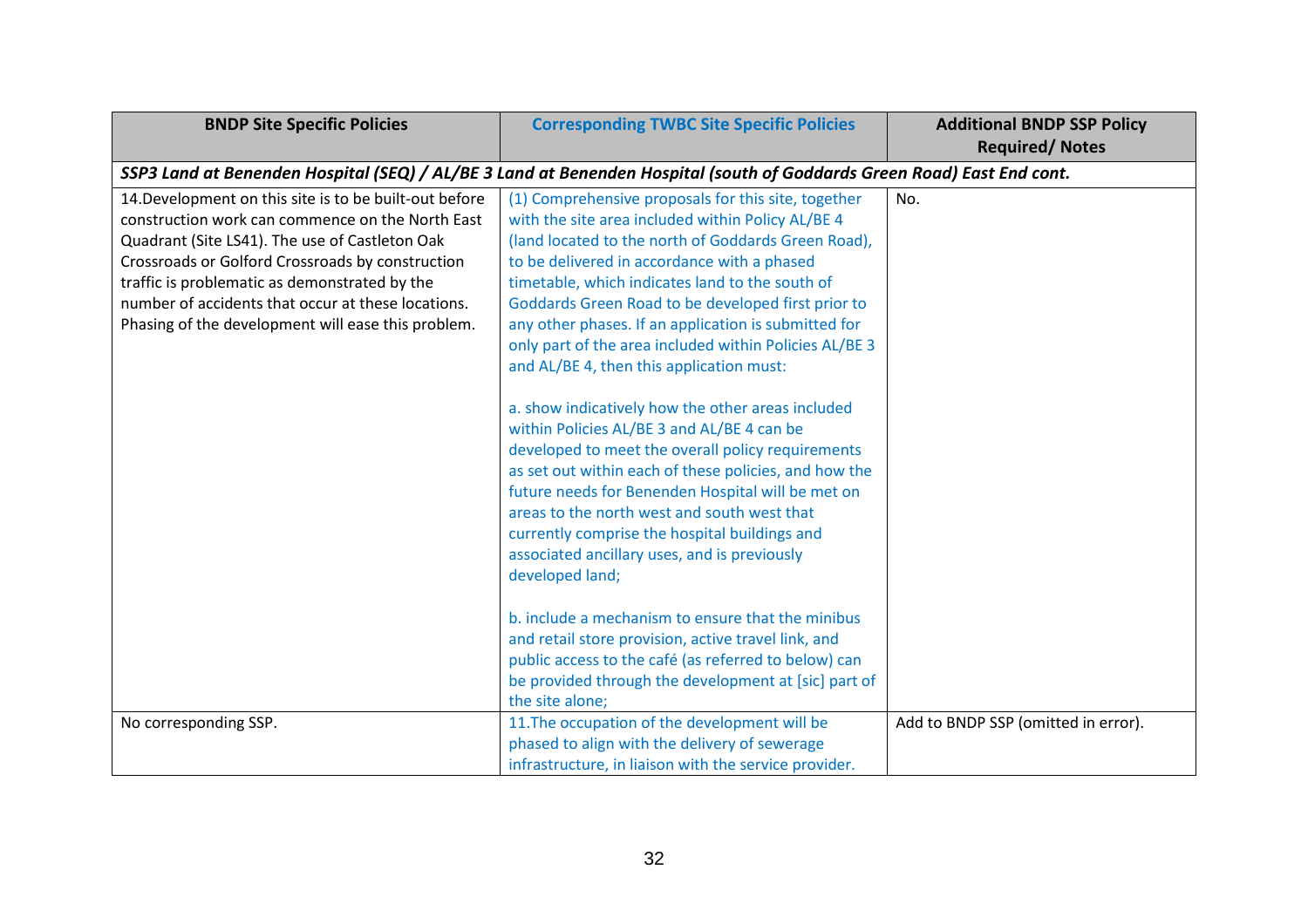| BNDP Site Specific Policies | Corresponding TWBC Site Specific Policies | Additional BNDP SSP Policy Required/ Notes |
|---|---|---|
| ***SSP3 Land at Benenden Hospital (SEQ) / AL/BE 3 Land at Benenden Hospital (south of Goddards Green Road) East End cont.*** | | |
| 14.Development on this site is to be built-out before construction work can commence on the North East Quadrant (Site LS41). The use of Castleton Oak Crossroads or Golford Crossroads by construction traffic is problematic as demonstrated by the number of accidents that occur at these locations. Phasing of the development will ease this problem. | (1) Comprehensive proposals for this site, together with the site area included within Policy AL/BE 4 (land located to the north of Goddards Green Road), to be delivered in accordance with a phased timetable, which indicates land to the south of Goddards Green Road to be developed first prior to any other phases. If an application is submitted for only part of the area included within Policies AL/BE 3 and AL/BE 4, then this application must:<br><br>a. show indicatively how the other areas included within Policies AL/BE 3 and AL/BE 4 can be developed to meet the overall policy requirements as set out within each of these policies, and how the future needs for Benenden Hospital will be met on areas to the north west and south west that currently comprise the hospital buildings and associated ancillary uses, and is previously developed land;<br><br>b. include a mechanism to ensure that the minibus and retail store provision, active travel link, and public access to the café (as referred to below) can be provided through the development at [sic] part of the site alone; | No. |
| No corresponding SSP. | 11.The occupation of the development will be phased to align with the delivery of sewerage infrastructure, in liaison with the service provider. | Add to BNDP SSP (omitted in error). |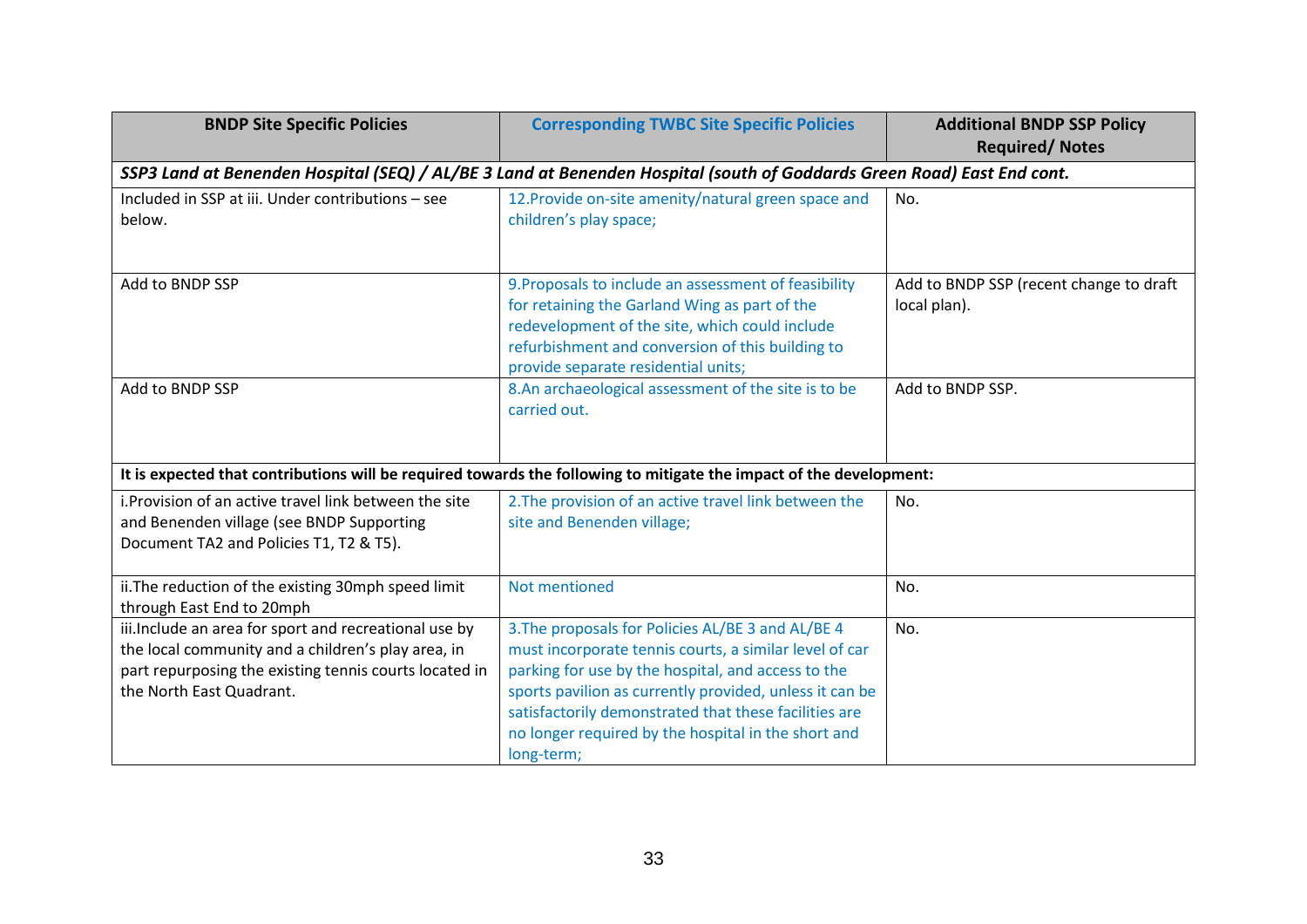| BNDP Site Specific Policies | Corresponding TWBC Site Specific Policies | Additional BNDP SSP Policy Required/ Notes |
|---|---|---|
| ***SSP3 Land at Benenden Hospital (SEQ) / AL/BE 3 Land at Benenden Hospital (south of Goddards Green Road) East End cont.*** | | |
| Included in SSP at iii. Under contributions – see below. | 12.Provide on-site amenity/natural green space and children's play space; | No. |
| Add to BNDP SSP | 9.Proposals to include an assessment of feasibility for retaining the Garland Wing as part of the redevelopment of the site, which could include refurbishment and conversion of this building to provide separate residential units; | Add to BNDP SSP (recent change to draft local plan). |
| Add to BNDP SSP | 8.An archaeological assessment of the site is to be carried out. | Add to BNDP SSP. |
| **It is expected that contributions will be required towards the following to mitigate the impact of the development:** | | |
| i.Provision of an active travel link between the site and Benenden village (see BNDP Supporting Document TA2 and Policies T1, T2 & T5). | 2.The provision of an active travel link between the site and Benenden village; | No. |
| ii.The reduction of the existing 30mph speed limit through East End to 20mph | Not mentioned | No. |
| iii.Include an area for sport and recreational use by the local community and a children's play area, in part repurposing the existing tennis courts located in the North East Quadrant. | 3.The proposals for Policies AL/BE 3 and AL/BE 4 must incorporate tennis courts, a similar level of car parking for use by the hospital, and access to the sports pavilion as currently provided, unless it can be satisfactorily demonstrated that these facilities are no longer required by the hospital in the short and long-term; | No. |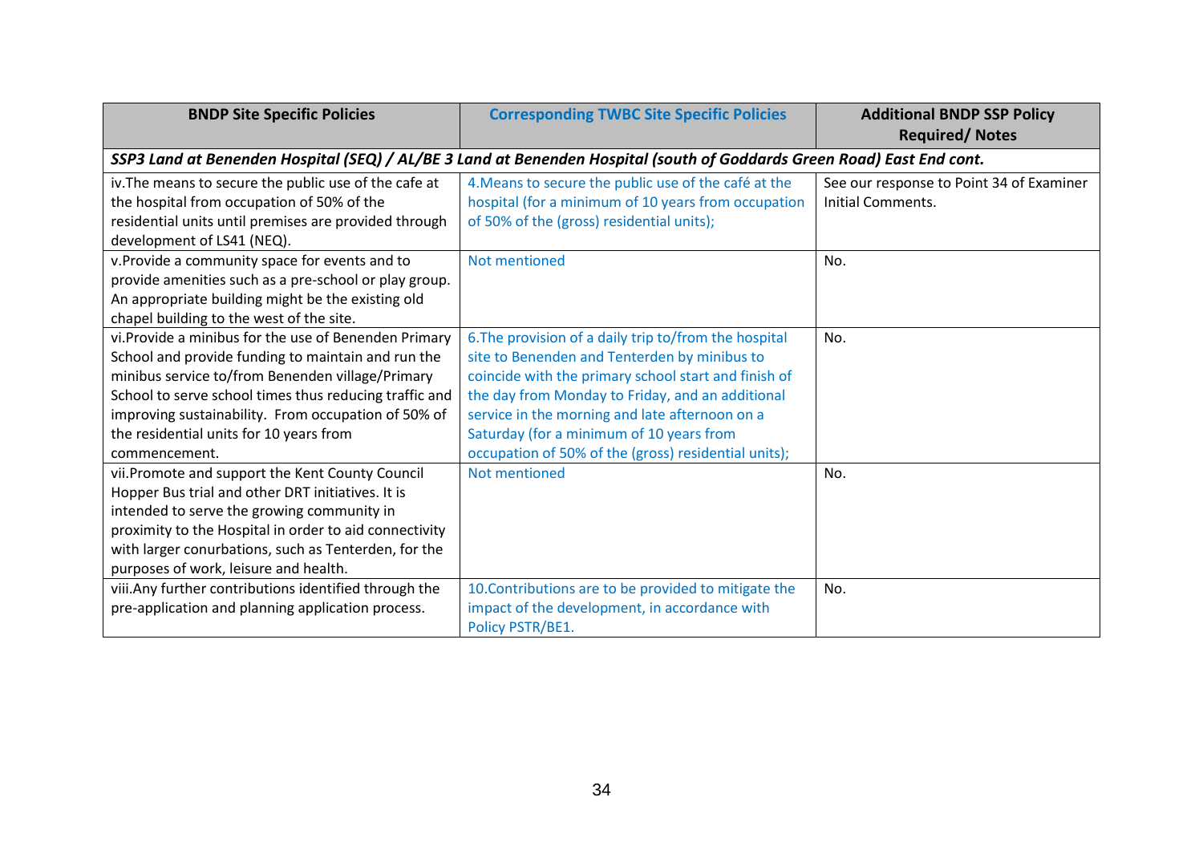| BNDP Site Specific Policies | Corresponding TWBC Site Specific Policies | Additional BNDP SSP Policy Required/ Notes |
|---|---|---|
| ***SSP3 Land at Benenden Hospital (SEQ) / AL/BE 3 Land at Benenden Hospital (south of Goddards Green Road) East End cont.*** | | |
| iv.The means to secure the public use of the cafe at the hospital from occupation of 50% of the residential units until premises are provided through development of LS41 (NEQ). | 4.Means to secure the public use of the café at the hospital (for a minimum of 10 years from occupation of 50% of the (gross) residential units); | See our response to Point 34 of Examiner Initial Comments. |
| v.Provide a community space for events and to provide amenities such as a pre-school or play group. An appropriate building might be the existing old chapel building to the west of the site. | Not mentioned | No. |
| vi.Provide a minibus for the use of Benenden Primary School and provide funding to maintain and run the minibus service to/from Benenden village/Primary School to serve school times thus reducing traffic and improving sustainability. From occupation of 50% of the residential units for 10 years from commencement. | 6.The provision of a daily trip to/from the hospital site to Benenden and Tenterden by minibus to coincide with the primary school start and finish of the day from Monday to Friday, and an additional service in the morning and late afternoon on a Saturday (for a minimum of 10 years from occupation of 50% of the (gross) residential units); | No. |
| vii.Promote and support the Kent County Council Hopper Bus trial and other DRT initiatives. It is intended to serve the growing community in proximity to the Hospital in order to aid connectivity with larger conurbations, such as Tenterden, for the purposes of work, leisure and health. | Not mentioned | No. |
| viii.Any further contributions identified through the pre-application and planning application process. | 10.Contributions are to be provided to mitigate the impact of the development, in accordance with Policy PSTR/BE1. | No. |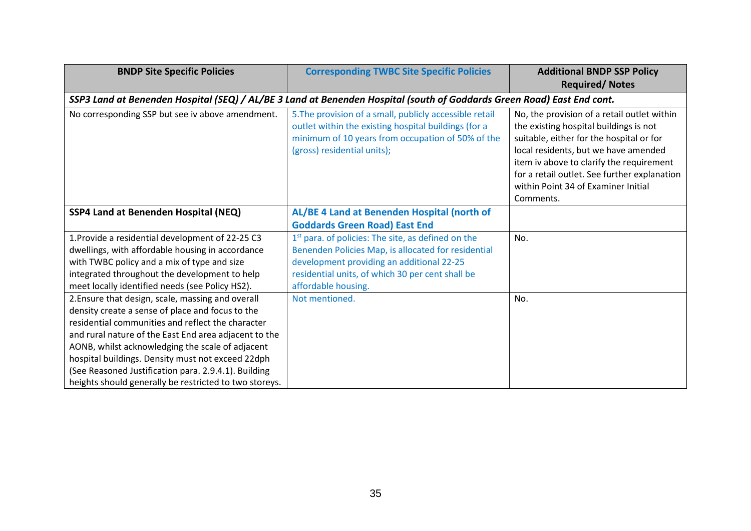| BNDP Site Specific Policies | Corresponding TWBC Site Specific Policies | Additional BNDP SSP Policy Required/ Notes |
|---|---|---|
| ***SSP3 Land at Benenden Hospital (SEQ) / AL/BE 3 Land at Benenden Hospital (south of Goddards Green Road) East End cont.*** | | |
| No corresponding SSP but see iv above amendment. | 5.The provision of a small, publicly accessible retail outlet within the existing hospital buildings (for a minimum of 10 years from occupation of 50% of the (gross) residential units); | No, the provision of a retail outlet within the existing hospital buildings is not suitable, either for the hospital or for local residents, but we have amended item iv above to clarify the requirement for a retail outlet. See further explanation within Point 34 of Examiner Initial Comments. |
| **SSP4 Land at Benenden Hospital (NEQ)** | **AL/BE 4 Land at Benenden Hospital (north of Goddards Green Road) East End** | |
| 1.Provide a residential development of 22-25 C3 dwellings, with affordable housing in accordance with TWBC policy and a mix of type and size integrated throughout the development to help meet locally identified needs (see Policy HS2). | 1st para. of policies: The site, as defined on the Benenden Policies Map, is allocated for residential development providing an additional 22-25 residential units, of which 30 per cent shall be affordable housing. | No. |
| 2.Ensure that design, scale, massing and overall density create a sense of place and focus to the residential communities and reflect the character and rural nature of the East End area adjacent to the AONB, whilst acknowledging the scale of adjacent hospital buildings. Density must not exceed 22dph (See Reasoned Justification para. 2.9.4.1). Building heights should generally be restricted to two storeys. | Not mentioned. | No. |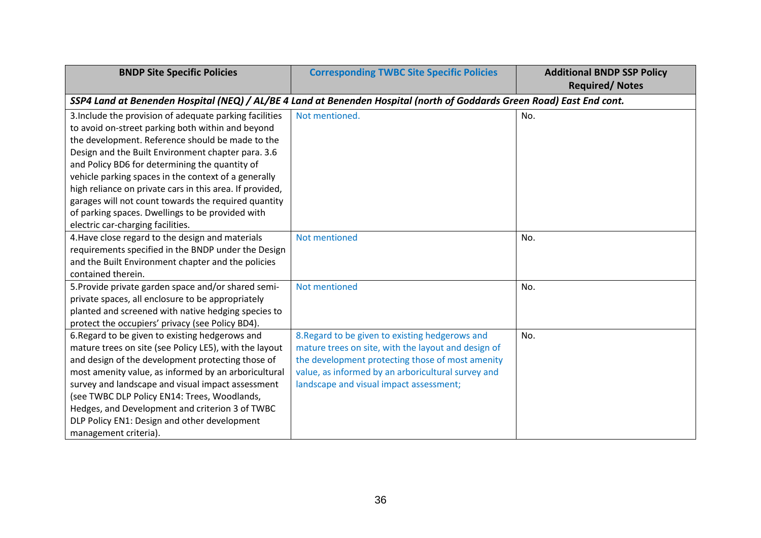| BNDP Site Specific Policies | Corresponding TWBC Site Specific Policies | Additional BNDP SSP Policy Required/ Notes |
|---|---|---|
| ***SSP4 Land at Benenden Hospital (NEQ) / AL/BE 4 Land at Benenden Hospital (north of Goddards Green Road) East End cont.*** | | |
| 3.Include the provision of adequate parking facilities to avoid on-street parking both within and beyond the development. Reference should be made to the Design and the Built Environment chapter para. 3.6 and Policy BD6 for determining the quantity of vehicle parking spaces in the context of a generally high reliance on private cars in this area. If provided, garages will not count towards the required quantity of parking spaces. Dwellings to be provided with electric car-charging facilities. | Not mentioned. | No. |
| 4.Have close regard to the design and materials requirements specified in the BNDP under the Design and the Built Environment chapter and the policies contained therein. | Not mentioned | No. |
| 5.Provide private garden space and/or shared semi-private spaces, all enclosure to be appropriately planted and screened with native hedging species to protect the occupiers' privacy (see Policy BD4). | Not mentioned | No. |
| 6.Regard to be given to existing hedgerows and mature trees on site (see Policy LE5), with the layout and design of the development protecting those of most amenity value, as informed by an arboricultural survey and landscape and visual impact assessment (see TWBC DLP Policy EN14: Trees, Woodlands, Hedges, and Development and criterion 3 of TWBC DLP Policy EN1: Design and other development management criteria). | 8.Regard to be given to existing hedgerows and mature trees on site, with the layout and design of the development protecting those of most amenity value, as informed by an arboricultural survey and landscape and visual impact assessment; | No. |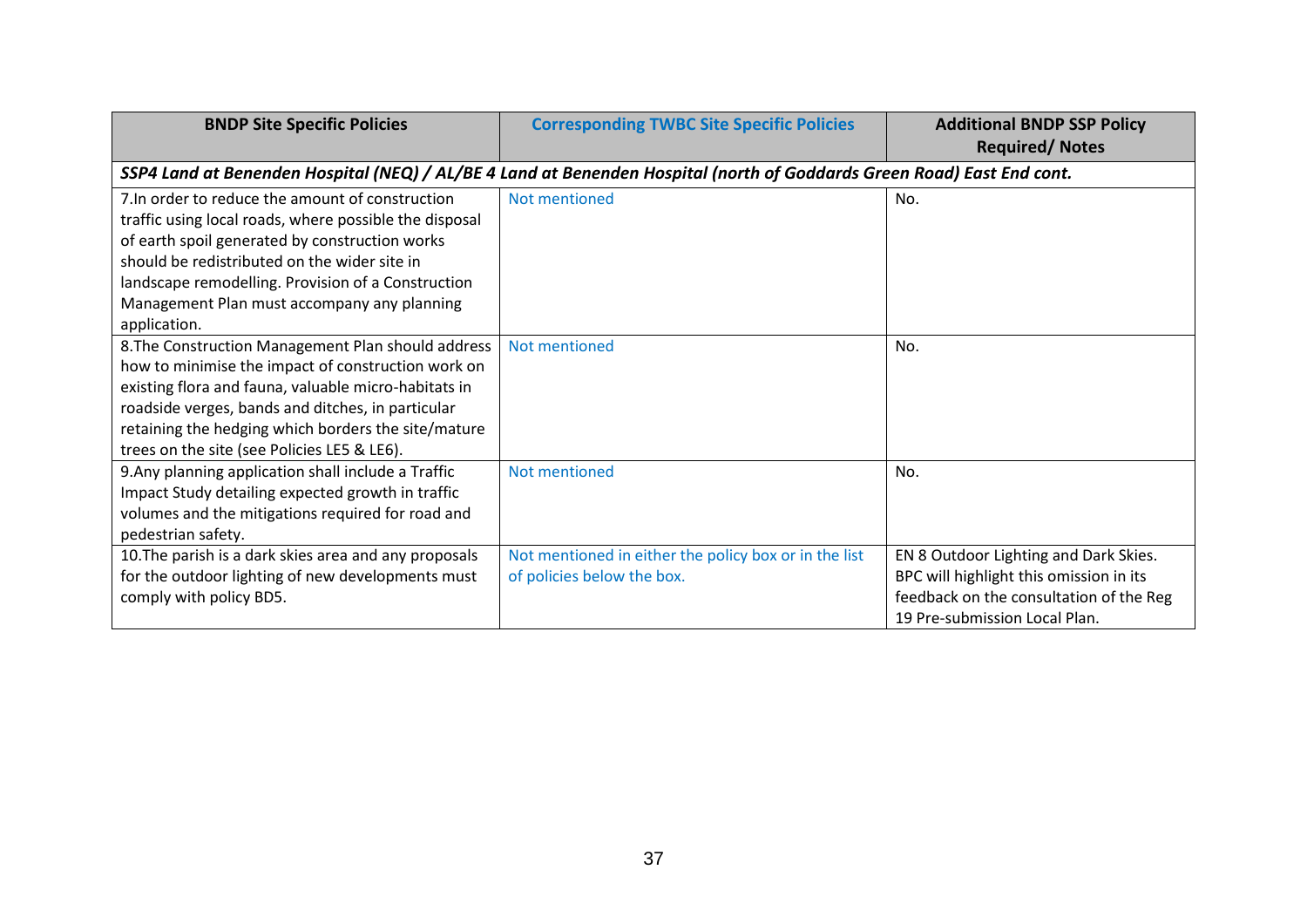| BNDP Site Specific Policies | Corresponding TWBC Site Specific Policies | Additional BNDP SSP Policy Required/ Notes |
|---|---|---|
| ***SSP4 Land at Benenden Hospital (NEQ) / AL/BE 4 Land at Benenden Hospital (north of Goddards Green Road) East End cont.*** | | |
| 7.In order to reduce the amount of construction traffic using local roads, where possible the disposal of earth spoil generated by construction works should be redistributed on the wider site in landscape remodelling. Provision of a Construction Management Plan must accompany any planning application. | Not mentioned | No. |
| 8.The Construction Management Plan should address how to minimise the impact of construction work on existing flora and fauna, valuable micro-habitats in roadside verges, bands and ditches, in particular retaining the hedging which borders the site/mature trees on the site (see Policies LE5 & LE6). | Not mentioned | No. |
| 9.Any planning application shall include a Traffic Impact Study detailing expected growth in traffic volumes and the mitigations required for road and pedestrian safety. | Not mentioned | No. |
| 10.The parish is a dark skies area and any proposals for the outdoor lighting of new developments must comply with policy BD5. | Not mentioned in either the policy box or in the list of policies below the box. | EN 8 Outdoor Lighting and Dark Skies. BPC will highlight this omission in its feedback on the consultation of the Reg 19 Pre-submission Local Plan. |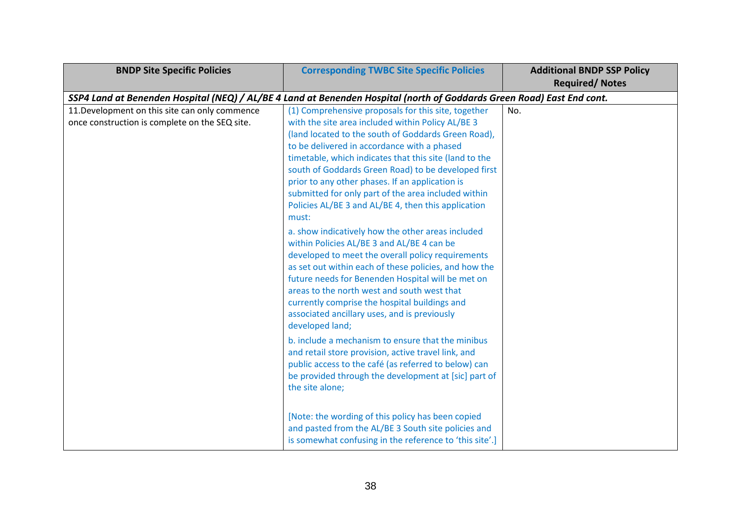| BNDP Site Specific Policies | Corresponding TWBC Site Specific Policies | Additional BNDP SSP Policy Required/ Notes |
|---|---|---|
| ***SSP4 Land at Benenden Hospital (NEQ) / AL/BE 4 Land at Benenden Hospital (north of Goddards Green Road) East End cont.*** | | |
| 11.Development on this site can only commence once construction is complete on the SEQ site. | (1) Comprehensive proposals for this site, together with the site area included within Policy AL/BE 3 (land located to the south of Goddards Green Road), to be delivered in accordance with a phased timetable, which indicates that this site (land to the south of Goddards Green Road) to be developed first prior to any other phases. If an application is submitted for only part of the area included within Policies AL/BE 3 and AL/BE 4, then this application must:<br><br>a. show indicatively how the other areas included within Policies AL/BE 3 and AL/BE 4 can be developed to meet the overall policy requirements as set out within each of these policies, and how the future needs for Benenden Hospital will be met on areas to the north west and south west that currently comprise the hospital buildings and associated ancillary uses, and is previously developed land;<br><br>b. include a mechanism to ensure that the minibus and retail store provision, active travel link, and public access to the café (as referred to below) can be provided through the development at [sic] part of the site alone;<br><br>[Note: the wording of this policy has been copied and pasted from the AL/BE 3 South site policies and is somewhat confusing in the reference to 'this site'.] | No. |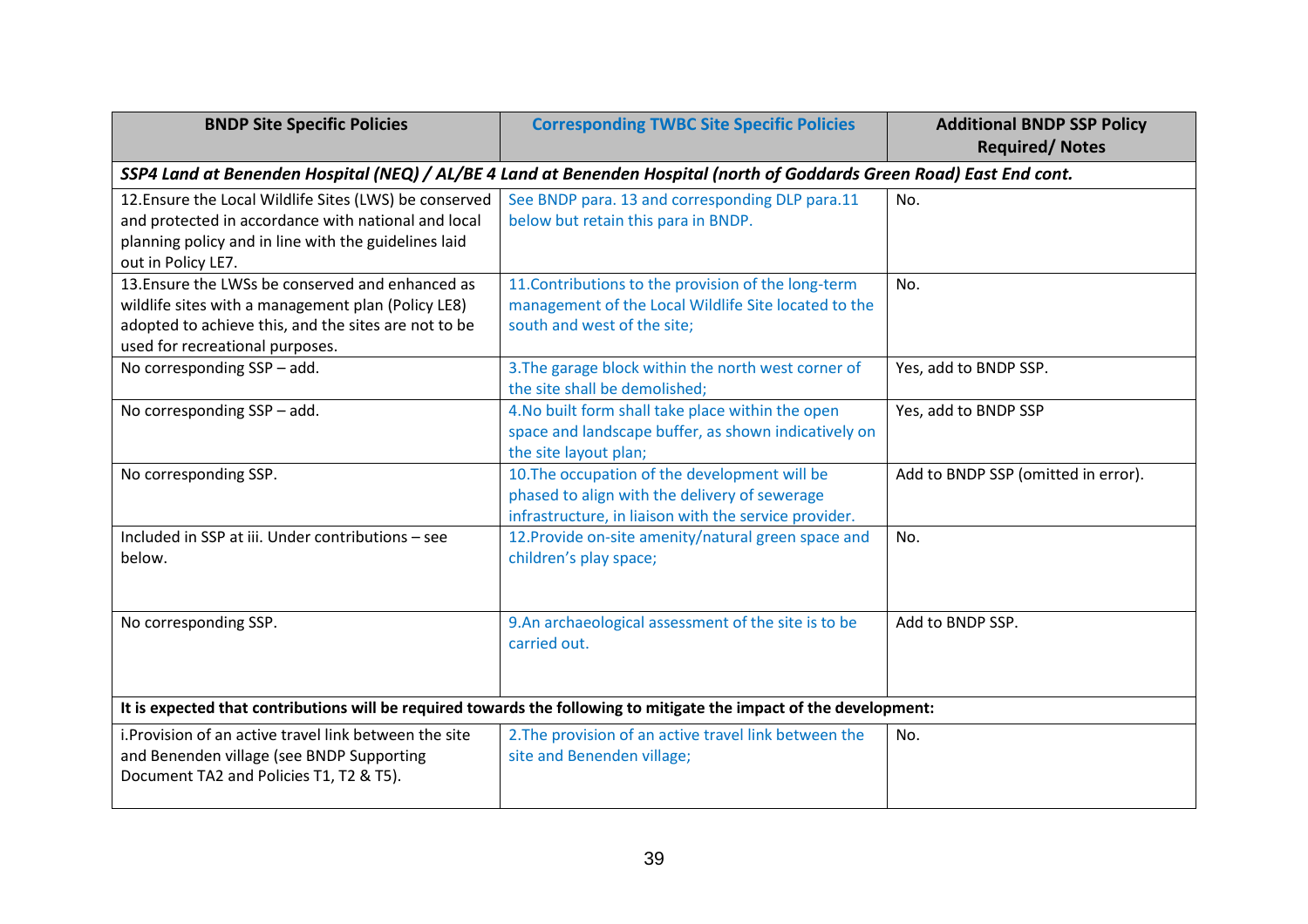| BNDP Site Specific Policies | Corresponding TWBC Site Specific Policies | Additional BNDP SSP Policy Required/ Notes |
|---|---|---|
| ***SSP4 Land at Benenden Hospital (NEQ) / AL/BE 4 Land at Benenden Hospital (north of Goddards Green Road) East End cont.*** | | |
| 12.Ensure the Local Wildlife Sites (LWS) be conserved and protected in accordance with national and local planning policy and in line with the guidelines laid out in Policy LE7. | See BNDP para. 13 and corresponding DLP para.11 below but retain this para in BNDP. | No. |
| 13.Ensure the LWSs be conserved and enhanced as wildlife sites with a management plan (Policy LE8) adopted to achieve this, and the sites are not to be used for recreational purposes. | 11.Contributions to the provision of the long-term management of the Local Wildlife Site located to the south and west of the site; | No. |
| No corresponding SSP – add. | 3.The garage block within the north west corner of the site shall be demolished; | Yes, add to BNDP SSP. |
| No corresponding SSP – add. | 4.No built form shall take place within the open space and landscape buffer, as shown indicatively on the site layout plan; | Yes, add to BNDP SSP |
| No corresponding SSP. | 10.The occupation of the development will be phased to align with the delivery of sewerage infrastructure, in liaison with the service provider. | Add to BNDP SSP (omitted in error). |
| Included in SSP at iii. Under contributions – see below. | 12.Provide on-site amenity/natural green space and children's play space; | No. |
| No corresponding SSP. | 9.An archaeological assessment of the site is to be carried out. | Add to BNDP SSP. |
| **It is expected that contributions will be required towards the following to mitigate the impact of the development:** | | |
| i.Provision of an active travel link between the site and Benenden village (see BNDP Supporting Document TA2 and Policies T1, T2 & T5). | 2.The provision of an active travel link between the site and Benenden village; | No. |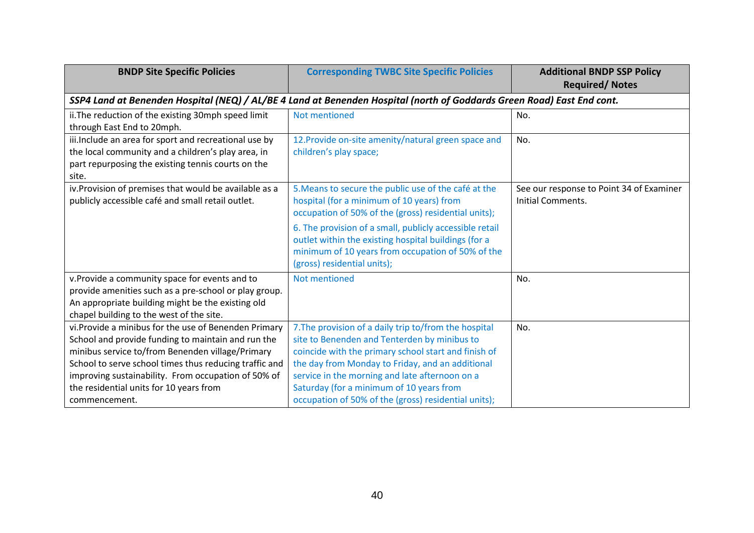| BNDP Site Specific Policies | Corresponding TWBC Site Specific Policies | Additional BNDP SSP Policy Required/ Notes |
|---|---|---|
| ***SSP4 Land at Benenden Hospital (NEQ) / AL/BE 4 Land at Benenden Hospital (north of Goddards Green Road) East End cont.*** | | |
| ii.The reduction of the existing 30mph speed limit through East End to 20mph. | Not mentioned | No. |
| iii.Include an area for sport and recreational use by the local community and a children's play area, in part repurposing the existing tennis courts on the site. | 12.Provide on-site amenity/natural green space and children's play space; | No. |
| iv.Provision of premises that would be available as a publicly accessible café and small retail outlet. | 5.Means to secure the public use of the café at the hospital (for a minimum of 10 years) from occupation of 50% of the (gross) residential units);<br><br>6. The provision of a small, publicly accessible retail outlet within the existing hospital buildings (for a minimum of 10 years from occupation of 50% of the (gross) residential units); | See our response to Point 34 of Examiner Initial Comments. |
| v.Provide a community space for events and to provide amenities such as a pre-school or play group. An appropriate building might be the existing old chapel building to the west of the site. | Not mentioned | No. |
| vi.Provide a minibus for the use of Benenden Primary School and provide funding to maintain and run the minibus service to/from Benenden village/Primary School to serve school times thus reducing traffic and improving sustainability. From occupation of 50% of the residential units for 10 years from commencement. | 7.The provision of a daily trip to/from the hospital site to Benenden and Tenterden by minibus to coincide with the primary school start and finish of the day from Monday to Friday, and an additional service in the morning and late afternoon on a Saturday (for a minimum of 10 years from occupation of 50% of the (gross) residential units); | No. |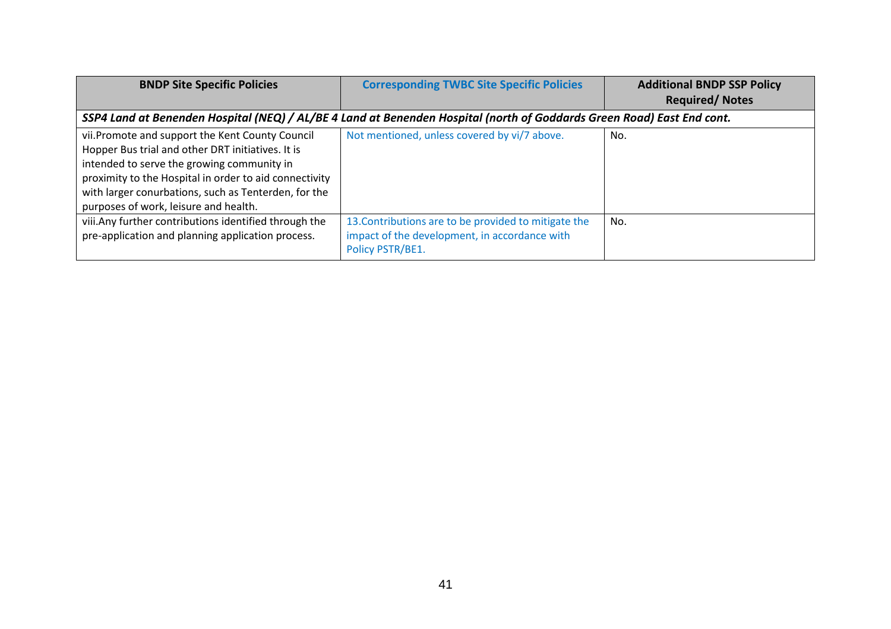| BNDP Site Specific Policies | Corresponding TWBC Site Specific Policies | Additional BNDP SSP Policy Required/ Notes |
|---|---|---|
| ***SSP4 Land at Benenden Hospital (NEQ) / AL/BE 4 Land at Benenden Hospital (north of Goddards Green Road) East End cont.*** | | |
| vii.Promote and support the Kent County Council Hopper Bus trial and other DRT initiatives. It is intended to serve the growing community in proximity to the Hospital in order to aid connectivity with larger conurbations, such as Tenterden, for the purposes of work, leisure and health. | Not mentioned, unless covered by vi/7 above. | No. |
| viii.Any further contributions identified through the pre-application and planning application process. | 13.Contributions are to be provided to mitigate the impact of the development, in accordance with Policy PSTR/BE1. | No. |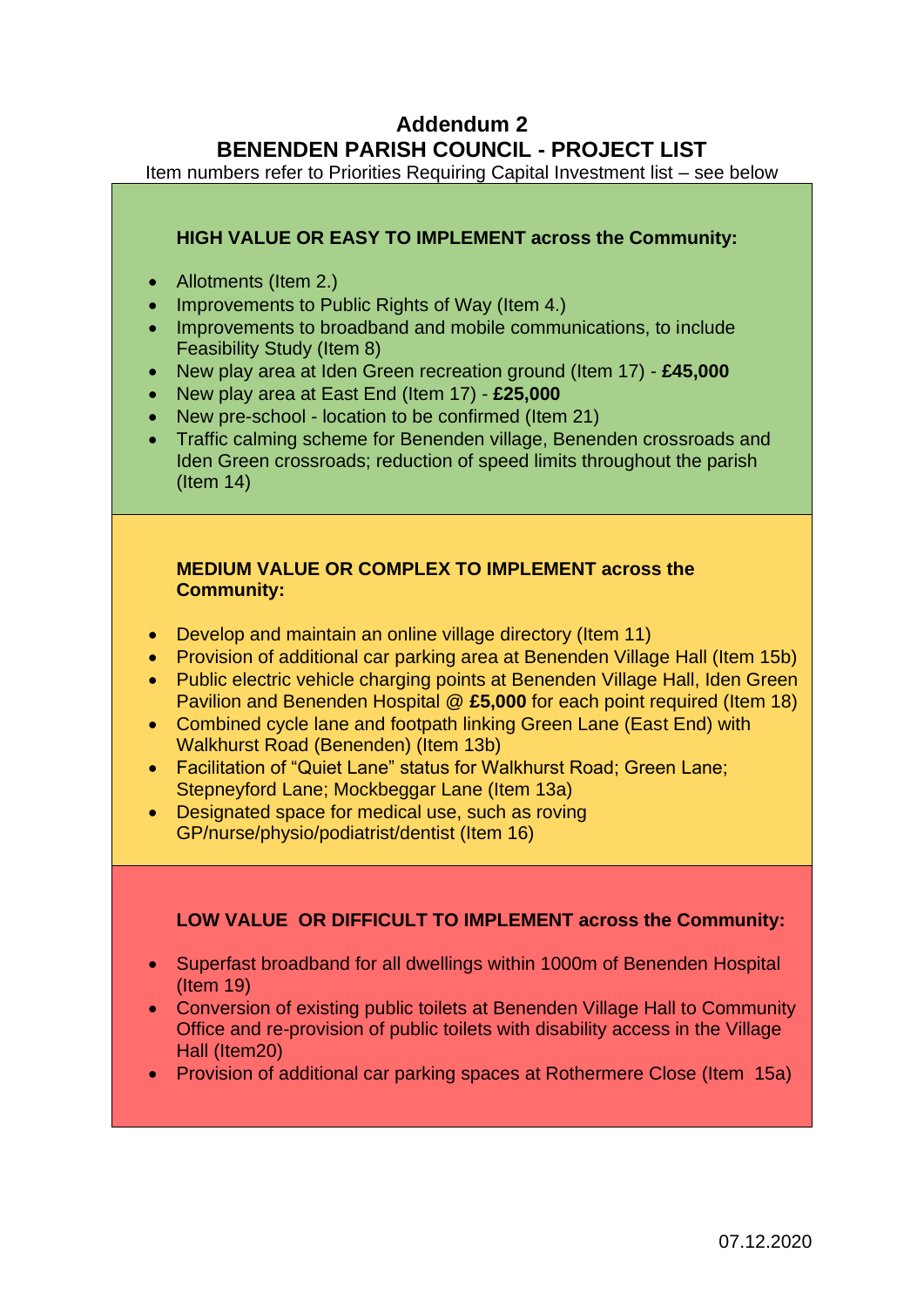# Addendum 2
# BENENDEN PARISH COUNCIL - PROJECT LIST

Item numbers refer to Priorities Requiring Capital Investment list – see below

**HIGH VALUE OR EASY TO IMPLEMENT across the Community:**

- Allotments (Item 2.)
- Improvements to Public Rights of Way (Item 4.)
- Improvements to broadband and mobile communications, to include Feasibility Study (Item 8)
- New play area at Iden Green recreation ground (Item 17) - **£45,000**
- New play area at East End (Item 17) - **£25,000**
- New pre-school - location to be confirmed (Item 21)
- Traffic calming scheme for Benenden village, Benenden crossroads and Iden Green crossroads; reduction of speed limits throughout the parish (Item 14)

**MEDIUM VALUE OR COMPLEX TO IMPLEMENT across the Community:**

- Develop and maintain an online village directory (Item 11)
- Provision of additional car parking area at Benenden Village Hall (Item 15b)
- Public electric vehicle charging points at Benenden Village Hall, Iden Green Pavilion and Benenden Hospital @ **£5,000** for each point required (Item 18)
- Combined cycle lane and footpath linking Green Lane (East End) with Walkhurst Road (Benenden) (Item 13b)
- Facilitation of "Quiet Lane" status for Walkhurst Road; Green Lane; Stepneyford Lane; Mockbeggar Lane (Item 13a)
- Designated space for medical use, such as roving GP/nurse/physio/podiatrist/dentist (Item 16)

**LOW VALUE OR DIFFICULT TO IMPLEMENT across the Community:**

- Superfast broadband for all dwellings within 1000m of Benenden Hospital (Item 19)
- Conversion of existing public toilets at Benenden Village Hall to Community Office and re-provision of public toilets with disability access in the Village Hall (Item20)
- Provision of additional car parking spaces at Rothermere Close (Item 15a)

07.12.2020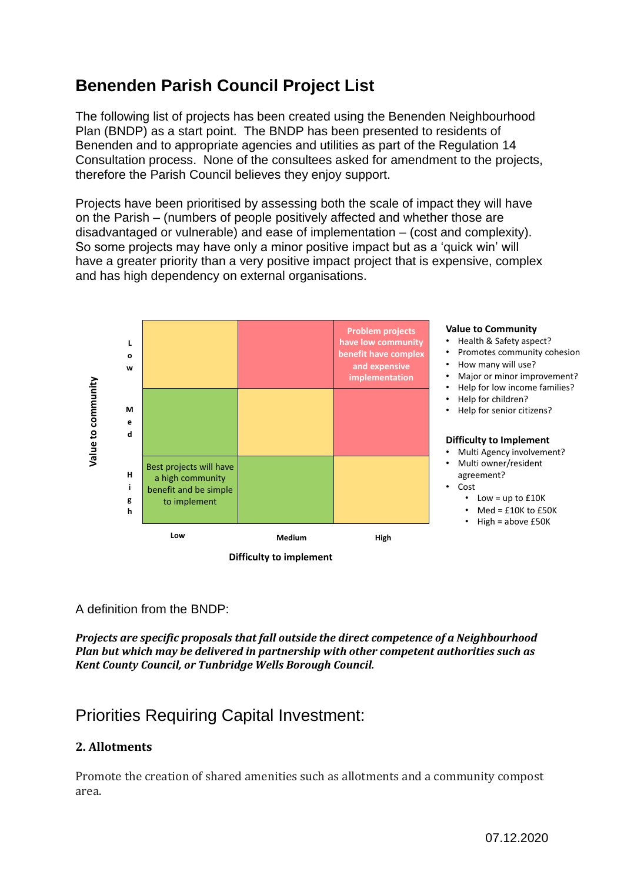# Benenden Parish Council Project List

The following list of projects has been created using the Benenden Neighbourhood Plan (BNDP) as a start point. The BNDP has been presented to residents of Benenden and to appropriate agencies and utilities as part of the Regulation 14 Consultation process. None of the consultees asked for amendment to the projects, therefore the Parish Council believes they enjoy support.

Projects have been prioritised by assessing both the scale of impact they will have on the Parish – (numbers of people positively affected and whether those are disadvantaged or vulnerable) and ease of implementation – (cost and complexity). So some projects may have only a minor positive impact but as a 'quick win' will have a greater priority than a very positive impact project that is expensive, complex and has high dependency on external organisations.

| Value to community \ Difficulty to implement | Low | Medium | High |
| --- | --- | --- | --- |
| Low | | | Problem projects have low community benefit have complex and expensive implementation |
| Med | | | |
| High | Best projects will have a high community benefit and be simple to implement | | |

**Value to Community**

- Health & Safety aspect?
- Promotes community cohesion
- How many will use?
- Major or minor improvement?
- Help for low income families?
- Help for children?
- Help for senior citizens?

**Difficulty to Implement**

- Multi Agency involvement?
- Multi owner/resident agreement?
- Cost
  - Low = up to £10K
  - Med = £10K to £50K
  - High = above £50K

A definition from the BNDP:

***Projects are specific proposals that fall outside the direct competence of a Neighbourhood Plan but which may be delivered in partnership with other competent authorities such as Kent County Council, or Tunbridge Wells Borough Council.***

## Priorities Requiring Capital Investment:

### 2. Allotments

Promote the creation of shared amenities such as allotments and a community compost area.

07.12.2020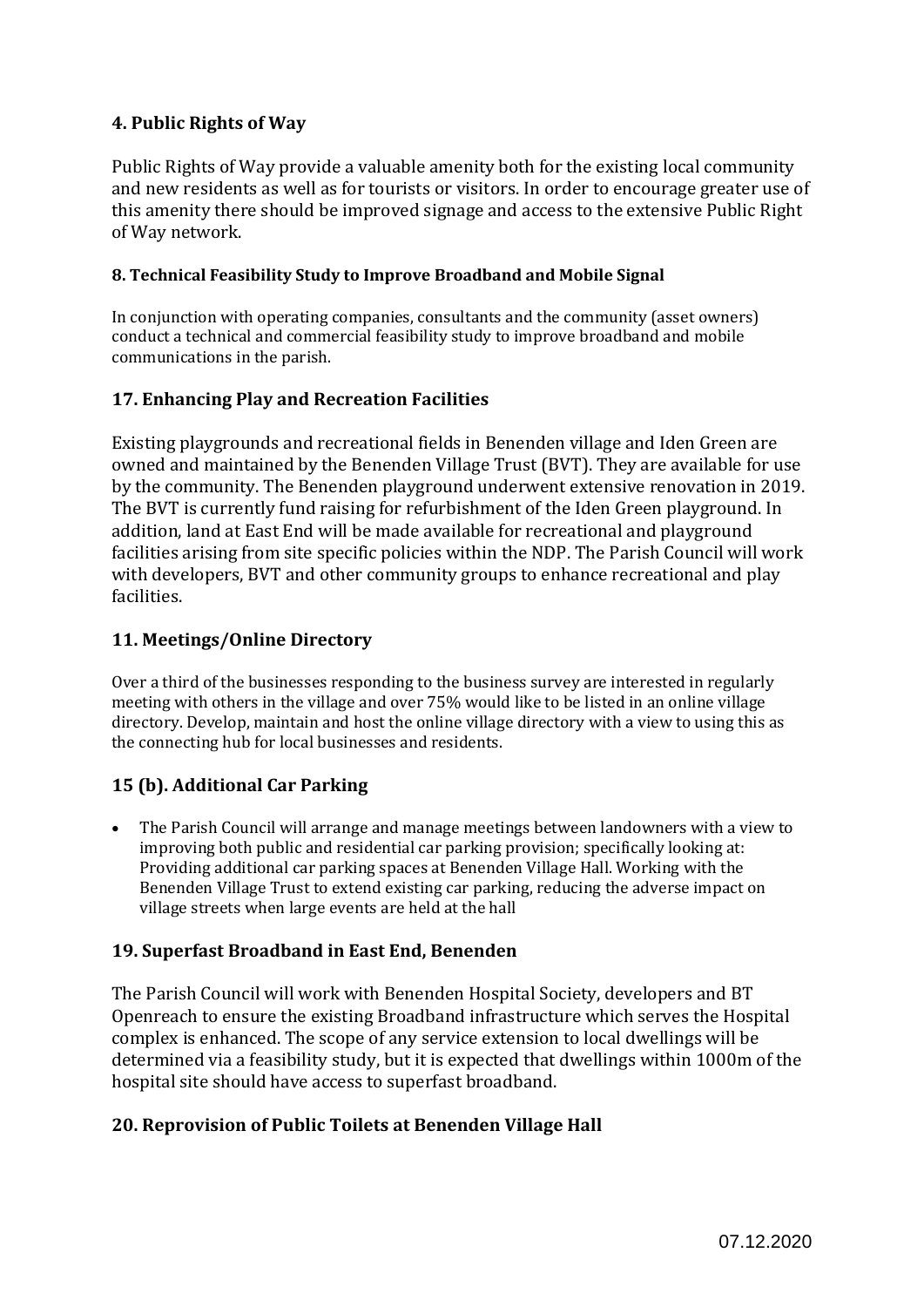## 4. Public Rights of Way

Public Rights of Way provide a valuable amenity both for the existing local community and new residents as well as for tourists or visitors. In order to encourage greater use of this amenity there should be improved signage and access to the extensive Public Right of Way network.

### 8. Technical Feasibility Study to Improve Broadband and Mobile Signal

In conjunction with operating companies, consultants and the community (asset owners) conduct a technical and commercial feasibility study to improve broadband and mobile communications in the parish.

## 17. Enhancing Play and Recreation Facilities

Existing playgrounds and recreational fields in Benenden village and Iden Green are owned and maintained by the Benenden Village Trust (BVT). They are available for use by the community. The Benenden playground underwent extensive renovation in 2019. The BVT is currently fund raising for refurbishment of the Iden Green playground. In addition, land at East End will be made available for recreational and playground facilities arising from site specific policies within the NDP. The Parish Council will work with developers, BVT and other community groups to enhance recreational and play facilities.

## 11. Meetings/Online Directory

Over a third of the businesses responding to the business survey are interested in regularly meeting with others in the village and over 75% would like to be listed in an online village directory. Develop, maintain and host the online village directory with a view to using this as the connecting hub for local businesses and residents.

## 15 (b). Additional Car Parking

- The Parish Council will arrange and manage meetings between landowners with a view to improving both public and residential car parking provision; specifically looking at: Providing additional car parking spaces at Benenden Village Hall. Working with the Benenden Village Trust to extend existing car parking, reducing the adverse impact on village streets when large events are held at the hall

## 19. Superfast Broadband in East End, Benenden

The Parish Council will work with Benenden Hospital Society, developers and BT Openreach to ensure the existing Broadband infrastructure which serves the Hospital complex is enhanced. The scope of any service extension to local dwellings will be determined via a feasibility study, but it is expected that dwellings within 1000m of the hospital site should have access to superfast broadband.

## 20. Reprovision of Public Toilets at Benenden Village Hall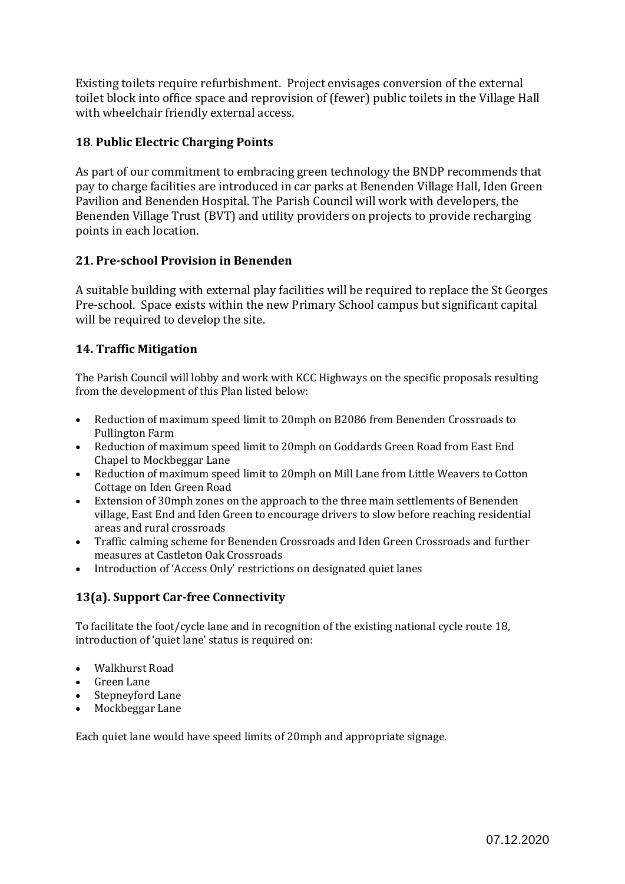Existing toilets require refurbishment. Project envisages conversion of the external toilet block into office space and reprovision of (fewer) public toilets in the Village Hall with wheelchair friendly external access.

### 18. Public Electric Charging Points

As part of our commitment to embracing green technology the BNDP recommends that pay to charge facilities are introduced in car parks at Benenden Village Hall, Iden Green Pavilion and Benenden Hospital. The Parish Council will work with developers, the Benenden Village Trust (BVT) and utility providers on projects to provide recharging points in each location.

### 21. Pre-school Provision in Benenden

A suitable building with external play facilities will be required to replace the St Georges Pre-school. Space exists within the new Primary School campus but significant capital will be required to develop the site.

### 14. Traffic Mitigation

The Parish Council will lobby and work with KCC Highways on the specific proposals resulting from the development of this Plan listed below:

- Reduction of maximum speed limit to 20mph on B2086 from Benenden Crossroads to Pullington Farm
- Reduction of maximum speed limit to 20mph on Goddards Green Road from East End Chapel to Mockbeggar Lane
- Reduction of maximum speed limit to 20mph on Mill Lane from Little Weavers to Cotton Cottage on Iden Green Road
- Extension of 30mph zones on the approach to the three main settlements of Benenden village, East End and Iden Green to encourage drivers to slow before reaching residential areas and rural crossroads
- Traffic calming scheme for Benenden Crossroads and Iden Green Crossroads and further measures at Castleton Oak Crossroads
- Introduction of 'Access Only' restrictions on designated quiet lanes

### 13(a). Support Car-free Connectivity

To facilitate the foot/cycle lane and in recognition of the existing national cycle route 18, introduction of 'quiet lane' status is required on:

- Walkhurst Road
- Green Lane
- Stepneyford Lane
- Mockbeggar Lane

Each quiet lane would have speed limits of 20mph and appropriate signage.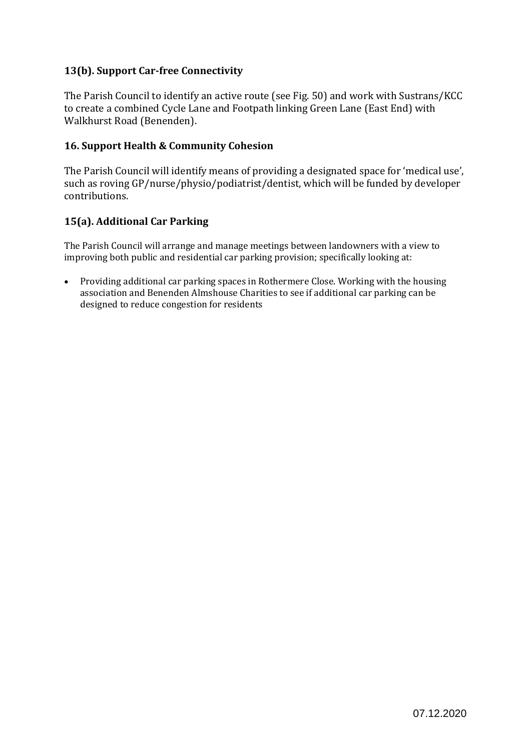### 13(b). Support Car-free Connectivity

The Parish Council to identify an active route (see Fig. 50) and work with Sustrans/KCC to create a combined Cycle Lane and Footpath linking Green Lane (East End) with Walkhurst Road (Benenden).

### 16. Support Health & Community Cohesion

The Parish Council will identify means of providing a designated space for 'medical use', such as roving GP/nurse/physio/podiatrist/dentist, which will be funded by developer contributions.

### 15(a). Additional Car Parking

The Parish Council will arrange and manage meetings between landowners with a view to improving both public and residential car parking provision; specifically looking at:

- Providing additional car parking spaces in Rothermere Close. Working with the housing association and Benenden Almshouse Charities to see if additional car parking can be designed to reduce congestion for residents

07.12.2020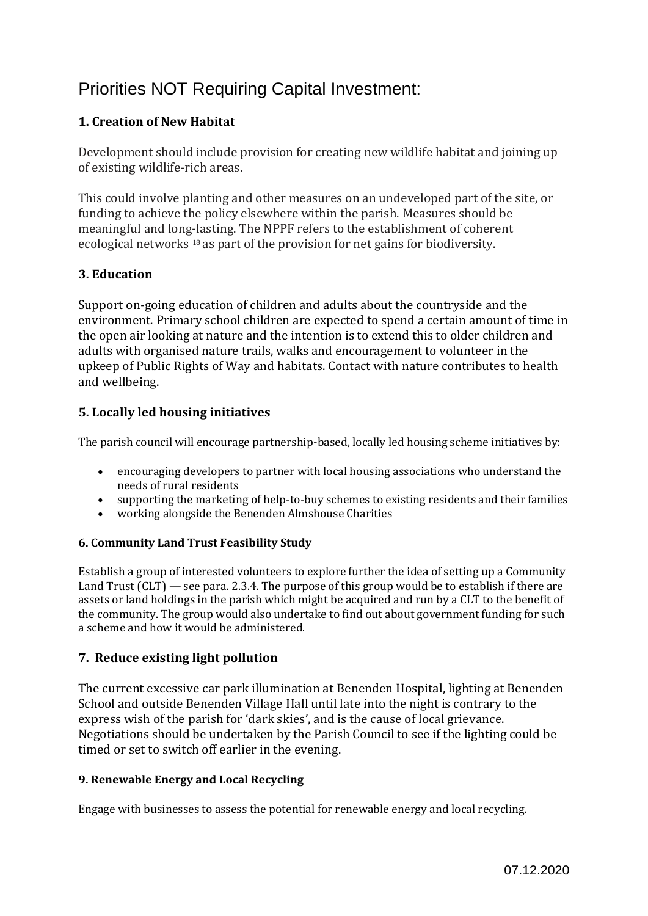# Priorities NOT Requiring Capital Investment:

### 1. Creation of New Habitat

Development should include provision for creating new wildlife habitat and joining up of existing wildlife-rich areas.

This could involve planting and other measures on an undeveloped part of the site, or funding to achieve the policy elsewhere within the parish. Measures should be meaningful and long-lasting. The NPPF refers to the establishment of coherent ecological networks [18] as part of the provision for net gains for biodiversity.

### 3. Education

Support on-going education of children and adults about the countryside and the environment. Primary school children are expected to spend a certain amount of time in the open air looking at nature and the intention is to extend this to older children and adults with organised nature trails, walks and encouragement to volunteer in the upkeep of Public Rights of Way and habitats. Contact with nature contributes to health and wellbeing.

### 5. Locally led housing initiatives

The parish council will encourage partnership-based, locally led housing scheme initiatives by:

- encouraging developers to partner with local housing associations who understand the needs of rural residents
- supporting the marketing of help-to-buy schemes to existing residents and their families
- working alongside the Benenden Almshouse Charities

#### 6. Community Land Trust Feasibility Study

Establish a group of interested volunteers to explore further the idea of setting up a Community Land Trust (CLT) — see para. 2.3.4. The purpose of this group would be to establish if there are assets or land holdings in the parish which might be acquired and run by a CLT to the benefit of the community. The group would also undertake to find out about government funding for such a scheme and how it would be administered.

### 7. Reduce existing light pollution

The current excessive car park illumination at Benenden Hospital, lighting at Benenden School and outside Benenden Village Hall until late into the night is contrary to the express wish of the parish for 'dark skies', and is the cause of local grievance. Negotiations should be undertaken by the Parish Council to see if the lighting could be timed or set to switch off earlier in the evening.

#### 9. Renewable Energy and Local Recycling

Engage with businesses to assess the potential for renewable energy and local recycling.

07.12.2020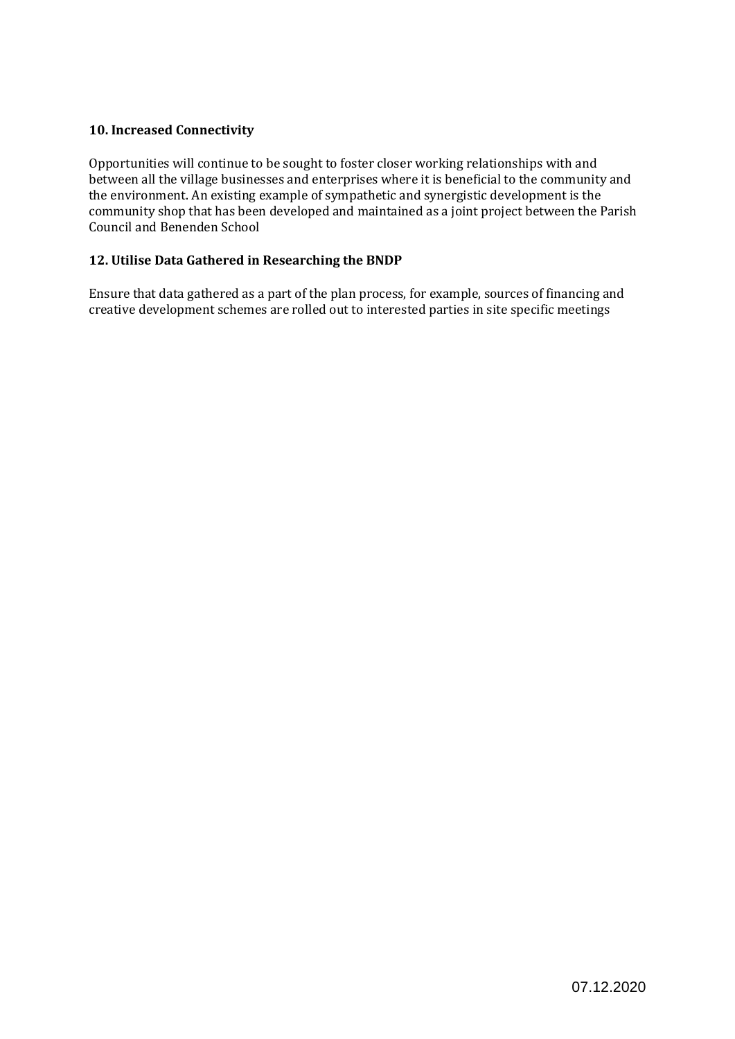### 10. Increased Connectivity

Opportunities will continue to be sought to foster closer working relationships with and between all the village businesses and enterprises where it is beneficial to the community and the environment. An existing example of sympathetic and synergistic development is the community shop that has been developed and maintained as a joint project between the Parish Council and Benenden School

### 12. Utilise Data Gathered in Researching the BNDP

Ensure that data gathered as a part of the plan process, for example, sources of financing and creative development schemes are rolled out to interested parties in site specific meetings

07.12.2020